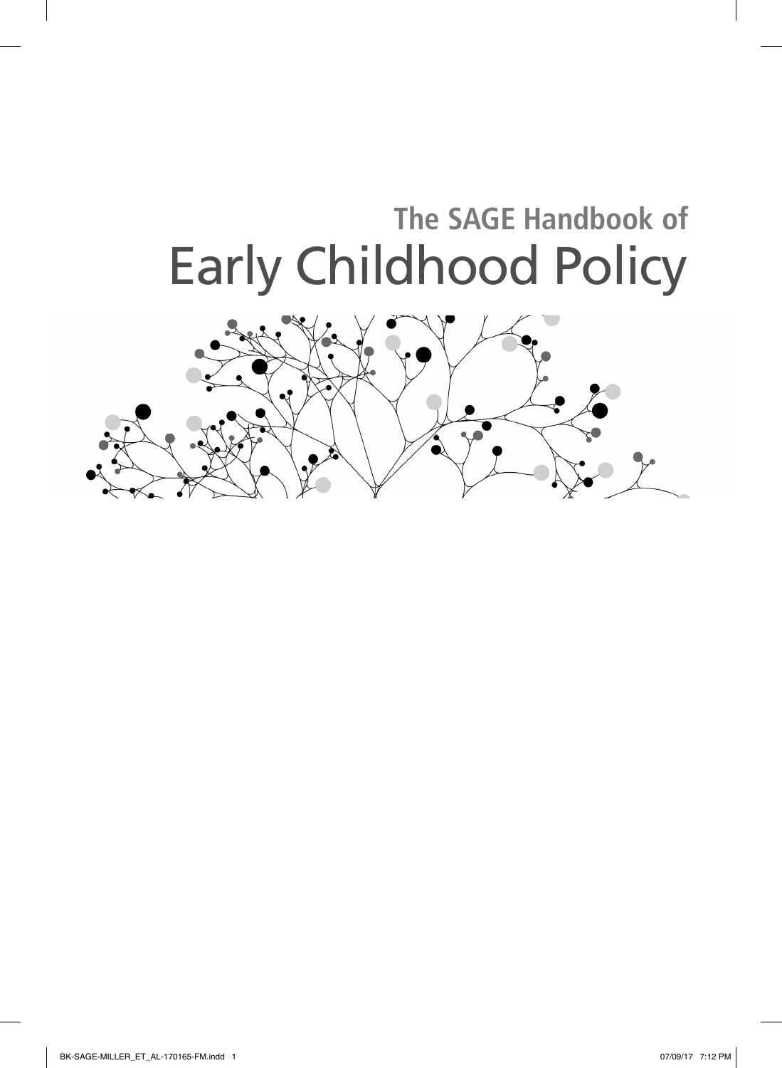# The SAGE Handbook of Early Childhood Policy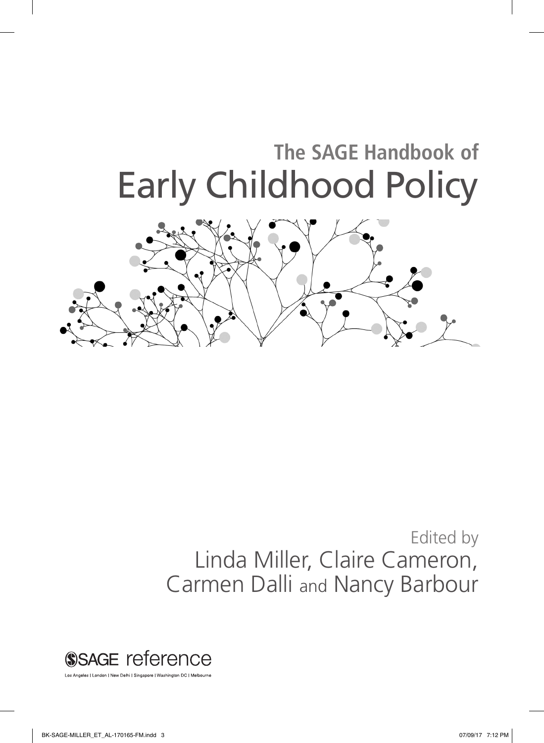# The SAGE Handbook of
# Early Childhood Policy

Edited by
Linda Miller, Claire Cameron, Carmen Dalli and Nancy Barbour

SAGE reference

Los Angeles | London | New Delhi | Singapore | Washington DC | Melbourne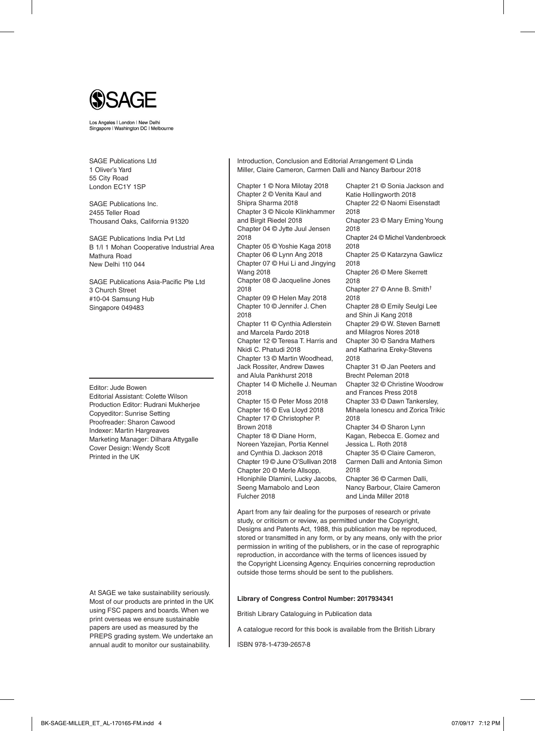SAGE

Los Angeles | London | New Delhi
Singapore | Washington DC | Melbourne

SAGE Publications Ltd
1 Oliver's Yard
55 City Road
London EC1Y 1SP

SAGE Publications Inc.
2455 Teller Road
Thousand Oaks, California 91320

SAGE Publications India Pvt Ltd
B 1/I 1 Mohan Cooperative Industrial Area
Mathura Road
New Delhi 110 044

SAGE Publications Asia-Pacific Pte Ltd
3 Church Street
#10-04 Samsung Hub
Singapore 049483

Editor: Jude Bowen
Editorial Assistant: Colette Wilson
Production Editor: Rudrani Mukherjee
Copyeditor: Sunrise Setting
Proofreader: Sharon Cawood
Indexer: Martin Hargreaves
Marketing Manager: Dilhara Attygalle
Cover Design: Wendy Scott
Printed in the UK

At SAGE we take sustainability seriously. Most of our products are printed in the UK using FSC papers and boards. When we print overseas we ensure sustainable papers are used as measured by the PREPS grading system. We undertake an annual audit to monitor our sustainability.

Introduction, Conclusion and Editorial Arrangement © Linda Miller, Claire Cameron, Carmen Dalli and Nancy Barbour 2018

Chapter 1 © Nora Milotay 2018
Chapter 2 © Venita Kaul and Shipra Sharma 2018
Chapter 3 © Nicole Klinkhammer and Birgit Riedel 2018
Chapter 04 © Jytte Juul Jensen 2018
Chapter 05 © Yoshie Kaga 2018
Chapter 06 © Lynn Ang 2018
Chapter 07 © Hui Li and Jingying Wang 2018
Chapter 08 © Jacqueline Jones 2018
Chapter 09 © Helen May 2018
Chapter 10 © Jennifer J. Chen 2018
Chapter 11 © Cynthia Adlerstein and Marcela Pardo 2018
Chapter 12 © Teresa T. Harris and Nkidi C. Phatudi 2018
Chapter 13 © Martin Woodhead, Jack Rossiter, Andrew Dawes and Alula Pankhurst 2018
Chapter 14 © Michelle J. Neuman 2018
Chapter 15 © Peter Moss 2018
Chapter 16 © Eva Lloyd 2018
Chapter 17 © Christopher P. Brown 2018
Chapter 18 © Diane Horm, Noreen Yazejian, Portia Kennel and Cynthia D. Jackson 2018
Chapter 19 © June O'Sullivan 2018
Chapter 20 © Merle Allsopp, Hloniphile Dlamini, Lucky Jacobs, Seeng Mamabolo and Leon Fulcher 2018
Chapter 21 © Sonia Jackson and Katie Hollingworth 2018
Chapter 22 © Naomi Eisenstadt 2018
Chapter 23 © Mary Eming Young 2018
Chapter 24 © Michel Vandenbroeck 2018
Chapter 25 © Katarzyna Gawlicz 2018
Chapter 26 © Mere Skerrett 2018
Chapter 27 © Anne B. Smith† 2018
Chapter 28 © Emily Seulgi Lee and Shin Ji Kang 2018
Chapter 29 © W. Steven Barnett and Milagros Nores 2018
Chapter 30 © Sandra Mathers and Katharina Ereky-Stevens 2018
Chapter 31 © Jan Peeters and Brecht Peleman 2018
Chapter 32 © Christine Woodrow and Frances Press 2018
Chapter 33 © Dawn Tankersley, Mihaela Ionescu and Zorica Trikic 2018
Chapter 34 © Sharon Lynn Kagan, Rebecca E. Gomez and Jessica L. Roth 2018
Chapter 35 © Claire Cameron, Carmen Dalli and Antonia Simon 2018
Chapter 36 © Carmen Dalli, Nancy Barbour, Claire Cameron and Linda Miller 2018

Apart from any fair dealing for the purposes of research or private study, or criticism or review, as permitted under the Copyright, Designs and Patents Act, 1988, this publication may be reproduced, stored or transmitted in any form, or by any means, only with the prior permission in writing of the publishers, or in the case of reprographic reproduction, in accordance with the terms of licences issued by the Copyright Licensing Agency. Enquiries concerning reproduction outside those terms should be sent to the publishers.

**Library of Congress Control Number: 2017934341**

British Library Cataloguing in Publication data

A catalogue record for this book is available from the British Library

ISBN 978-1-4739-2657-8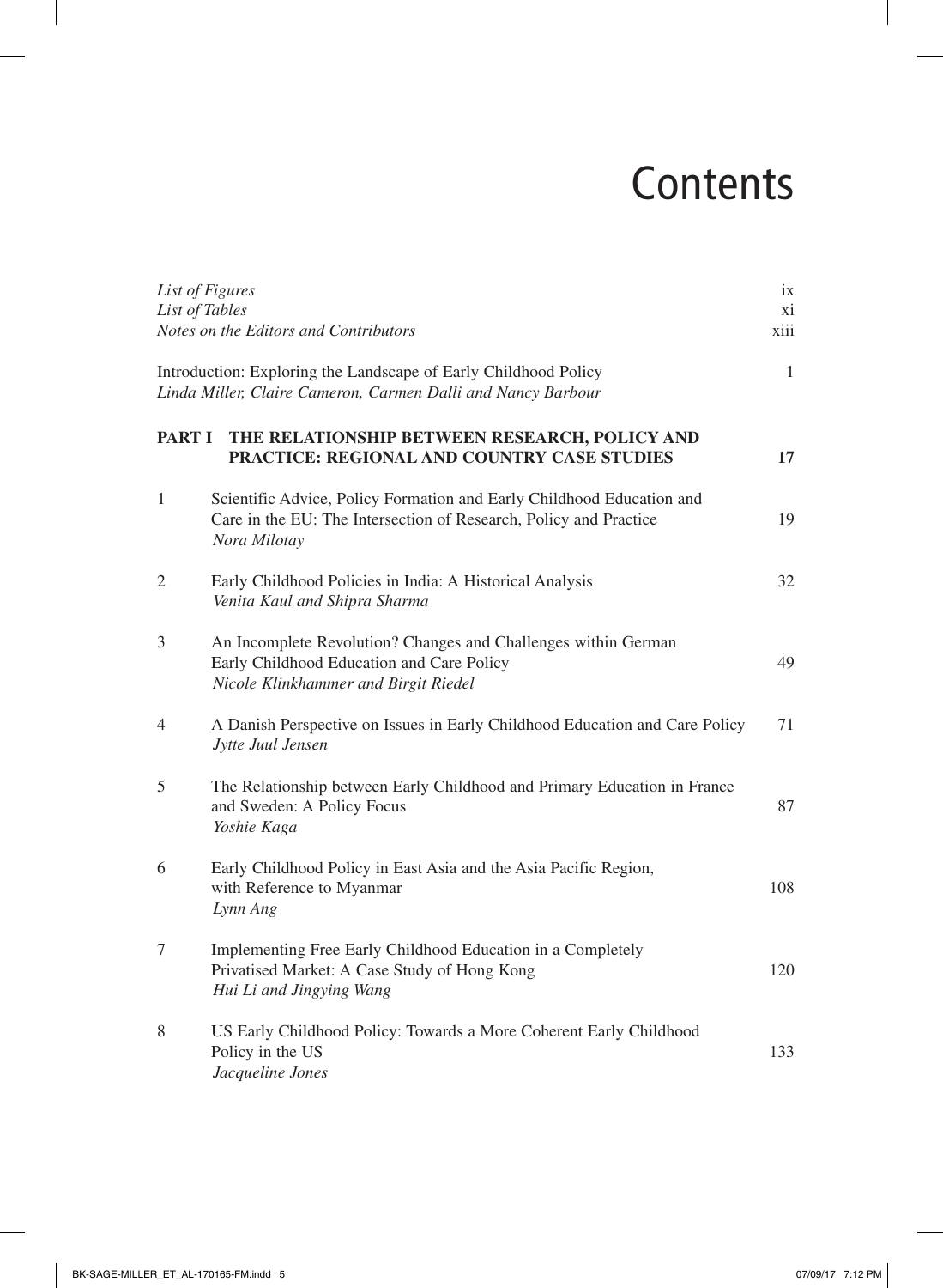# Contents

*List of Figures* ix
*List of Tables* xi
*Notes on the Editors and Contributors* xiii

Introduction: Exploring the Landscape of Early Childhood Policy 1
*Linda Miller, Claire Cameron, Carmen Dalli and Nancy Barbour*

**PART I THE RELATIONSHIP BETWEEN RESEARCH, POLICY AND PRACTICE: REGIONAL AND COUNTRY CASE STUDIES** **17**

1 Scientific Advice, Policy Formation and Early Childhood Education and Care in the EU: The Intersection of Research, Policy and Practice 19
*Nora Milotay*

2 Early Childhood Policies in India: A Historical Analysis 32
*Venita Kaul and Shipra Sharma*

3 An Incomplete Revolution? Changes and Challenges within German Early Childhood Education and Care Policy 49
*Nicole Klinkhammer and Birgit Riedel*

4 A Danish Perspective on Issues in Early Childhood Education and Care Policy 71
*Jytte Juul Jensen*

5 The Relationship between Early Childhood and Primary Education in France and Sweden: A Policy Focus 87
*Yoshie Kaga*

6 Early Childhood Policy in East Asia and the Asia Pacific Region, with Reference to Myanmar 108
*Lynn Ang*

7 Implementing Free Early Childhood Education in a Completely Privatised Market: A Case Study of Hong Kong 120
*Hui Li and Jingying Wang*

8 US Early Childhood Policy: Towards a More Coherent Early Childhood Policy in the US 133
*Jacqueline Jones*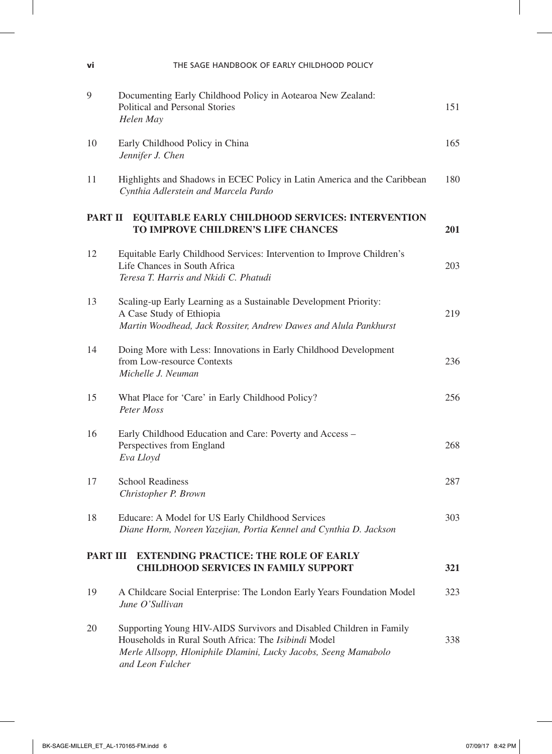| | | |
|---|---|---|
| 9 | Documenting Early Childhood Policy in Aotearoa New Zealand: Political and Personal Stories<br>*Helen May* | 151 |
| 10 | Early Childhood Policy in China<br>*Jennifer J. Chen* | 165 |
| 11 | Highlights and Shadows in ECEC Policy in Latin America and the Caribbean<br>*Cynthia Adlerstein and Marcela Pardo* | 180 |
| **PART II** | **EQUITABLE EARLY CHILDHOOD SERVICES: INTERVENTION TO IMPROVE CHILDREN'S LIFE CHANCES** | **201** |
| 12 | Equitable Early Childhood Services: Intervention to Improve Children's Life Chances in South Africa<br>*Teresa T. Harris and Nkidi C. Phatudi* | 203 |
| 13 | Scaling-up Early Learning as a Sustainable Development Priority: A Case Study of Ethiopia<br>*Martin Woodhead, Jack Rossiter, Andrew Dawes and Alula Pankhurst* | 219 |
| 14 | Doing More with Less: Innovations in Early Childhood Development from Low-resource Contexts<br>*Michelle J. Neuman* | 236 |
| 15 | What Place for 'Care' in Early Childhood Policy?<br>*Peter Moss* | 256 |
| 16 | Early Childhood Education and Care: Poverty and Access – Perspectives from England<br>*Eva Lloyd* | 268 |
| 17 | School Readiness<br>*Christopher P. Brown* | 287 |
| 18 | Educare: A Model for US Early Childhood Services<br>*Diane Horm, Noreen Yazejian, Portia Kennel and Cynthia D. Jackson* | 303 |
| **PART III** | **EXTENDING PRACTICE: THE ROLE OF EARLY CHILDHOOD SERVICES IN FAMILY SUPPORT** | **321** |
| 19 | A Childcare Social Enterprise: The London Early Years Foundation Model<br>*June O'Sullivan* | 323 |
| 20 | Supporting Young HIV-AIDS Survivors and Disabled Children in Family Households in Rural South Africa: The *Isibindi* Model<br>*Merle Allsopp, Hloniphile Dlamini, Lucky Jacobs, Seeng Mamabolo and Leon Fulcher* | 338 |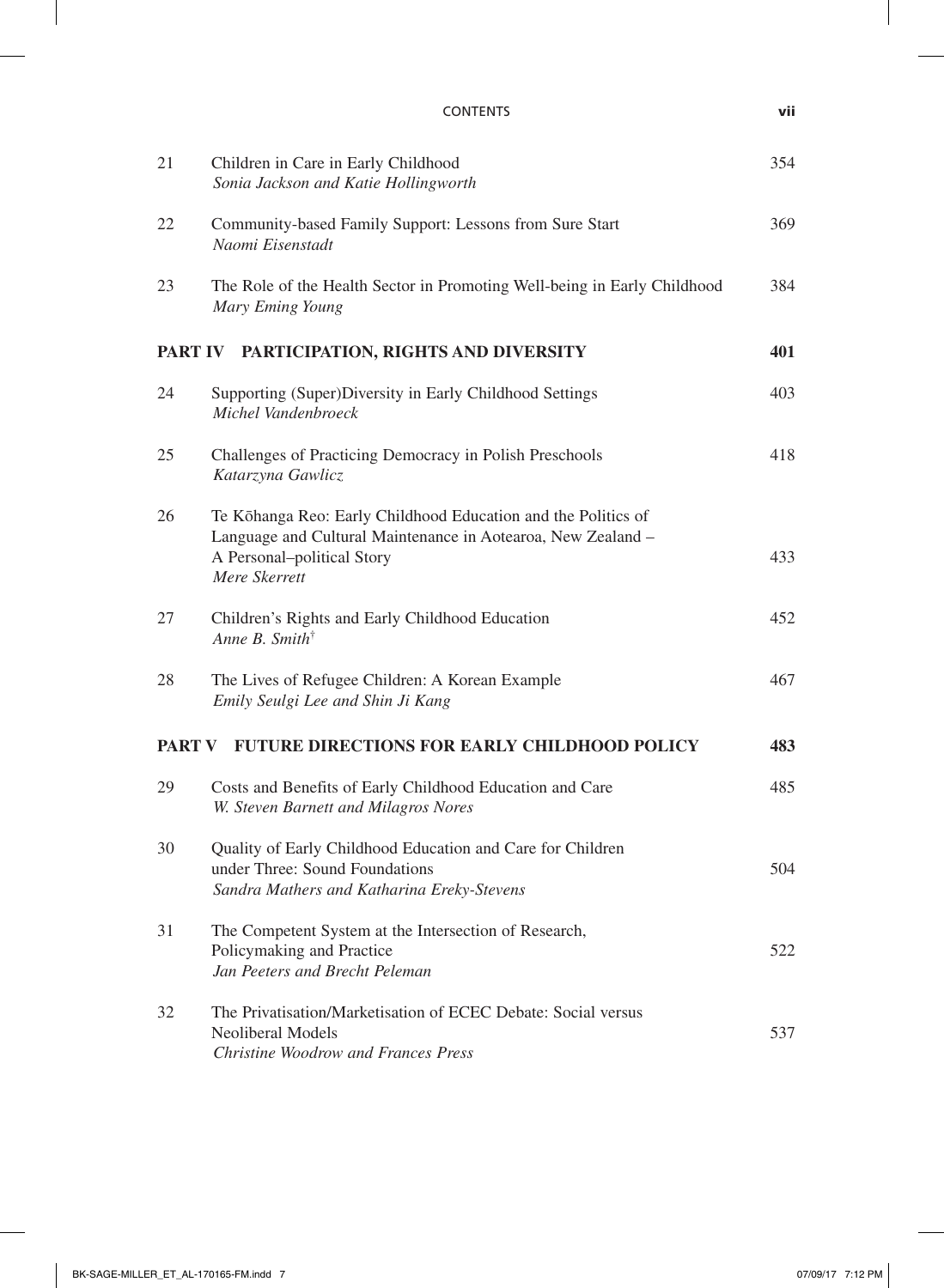| | | |
|---|---|---|
| 21 | Children in Care in Early Childhood<br>*Sonia Jackson and Katie Hollingworth* | 354 |
| 22 | Community-based Family Support: Lessons from Sure Start<br>*Naomi Eisenstadt* | 369 |
| 23 | The Role of the Health Sector in Promoting Well-being in Early Childhood<br>*Mary Eming Young* | 384 |
| **PART IV** | **PARTICIPATION, RIGHTS AND DIVERSITY** | **401** |
| 24 | Supporting (Super)Diversity in Early Childhood Settings<br>*Michel Vandenbroeck* | 403 |
| 25 | Challenges of Practicing Democracy in Polish Preschools<br>*Katarzyna Gawlicz* | 418 |
| 26 | Te Kōhanga Reo: Early Childhood Education and the Politics of Language and Cultural Maintenance in Aotearoa, New Zealand – A Personal–political Story<br>*Mere Skerrett* | 433 |
| 27 | Children's Rights and Early Childhood Education<br>*Anne B. Smith*† | 452 |
| 28 | The Lives of Refugee Children: A Korean Example<br>*Emily Seulgi Lee and Shin Ji Kang* | 467 |
| **PART V** | **FUTURE DIRECTIONS FOR EARLY CHILDHOOD POLICY** | **483** |
| 29 | Costs and Benefits of Early Childhood Education and Care<br>*W. Steven Barnett and Milagros Nores* | 485 |
| 30 | Quality of Early Childhood Education and Care for Children under Three: Sound Foundations<br>*Sandra Mathers and Katharina Ereky-Stevens* | 504 |
| 31 | The Competent System at the Intersection of Research, Policymaking and Practice<br>*Jan Peeters and Brecht Peleman* | 522 |
| 32 | The Privatisation/Marketisation of ECEC Debate: Social versus Neoliberal Models<br>*Christine Woodrow and Frances Press* | 537 |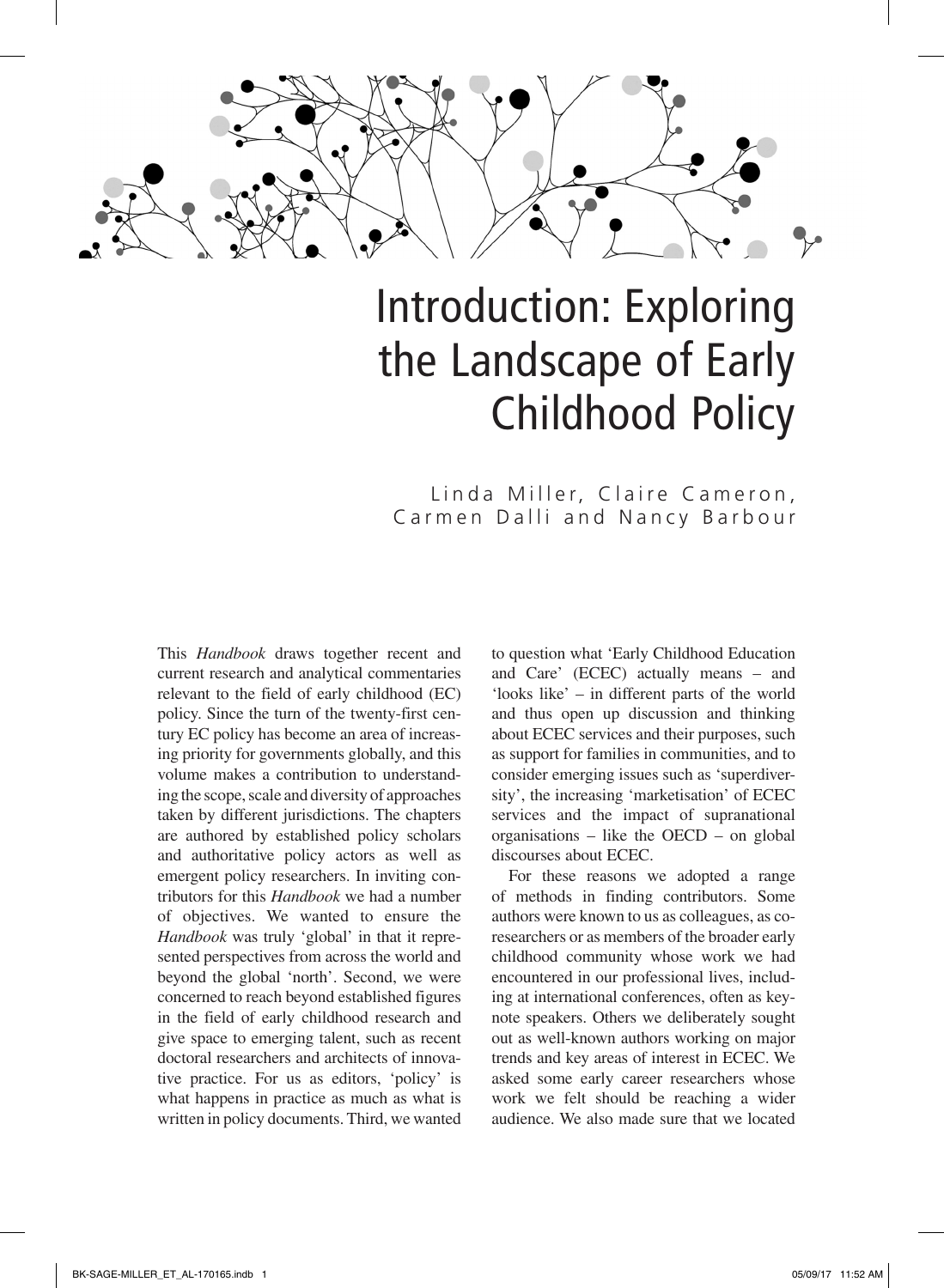# Introduction: Exploring the Landscape of Early Childhood Policy

Linda Miller, Claire Cameron, Carmen Dalli and Nancy Barbour

This *Handbook* draws together recent and current research and analytical commentaries relevant to the field of early childhood (EC) policy. Since the turn of the twenty-first century EC policy has become an area of increasing priority for governments globally, and this volume makes a contribution to understanding the scope, scale and diversity of approaches taken by different jurisdictions. The chapters are authored by established policy scholars and authoritative policy actors as well as emergent policy researchers. In inviting contributors for this *Handbook* we had a number of objectives. We wanted to ensure the *Handbook* was truly 'global' in that it represented perspectives from across the world and beyond the global 'north'. Second, we were concerned to reach beyond established figures in the field of early childhood research and give space to emerging talent, such as recent doctoral researchers and architects of innovative practice. For us as editors, 'policy' is what happens in practice as much as what is written in policy documents. Third, we wanted to question what 'Early Childhood Education and Care' (ECEC) actually means – and 'looks like' – in different parts of the world and thus open up discussion and thinking about ECEC services and their purposes, such as support for families in communities, and to consider emerging issues such as 'superdiversity', the increasing 'marketisation' of ECEC services and the impact of supranational organisations – like the OECD – on global discourses about ECEC.

For these reasons we adopted a range of methods in finding contributors. Some authors were known to us as colleagues, as co-researchers or as members of the broader early childhood community whose work we had encountered in our professional lives, including at international conferences, often as keynote speakers. Others we deliberately sought out as well-known authors working on major trends and key areas of interest in ECEC. We asked some early career researchers whose work we felt should be reaching a wider audience. We also made sure that we located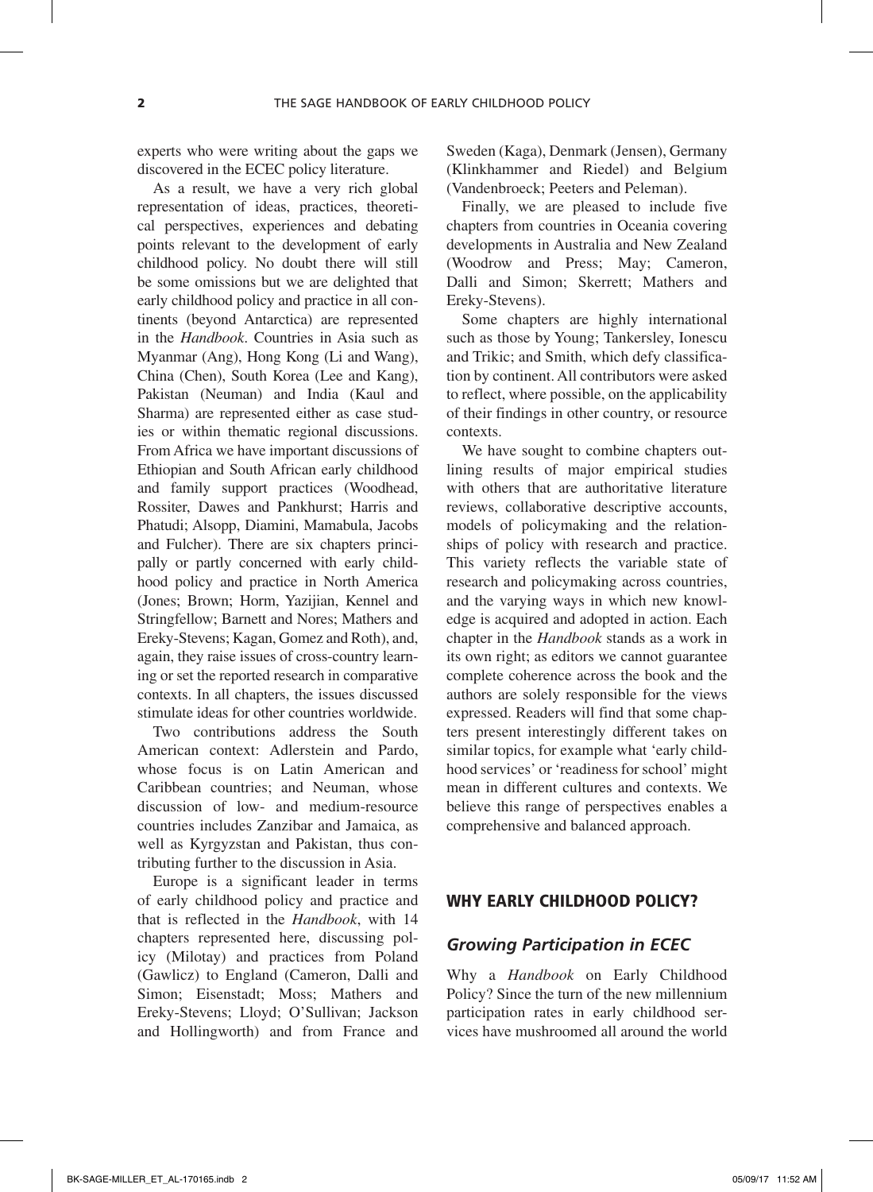experts who were writing about the gaps we discovered in the ECEC policy literature.

As a result, we have a very rich global representation of ideas, practices, theoretical perspectives, experiences and debating points relevant to the development of early childhood policy. No doubt there will still be some omissions but we are delighted that early childhood policy and practice in all continents (beyond Antarctica) are represented in the *Handbook*. Countries in Asia such as Myanmar (Ang), Hong Kong (Li and Wang), China (Chen), South Korea (Lee and Kang), Pakistan (Neuman) and India (Kaul and Sharma) are represented either as case studies or within thematic regional discussions. From Africa we have important discussions of Ethiopian and South African early childhood and family support practices (Woodhead, Rossiter, Dawes and Pankhurst; Harris and Phatudi; Alsopp, Diamini, Mamabula, Jacobs and Fulcher). There are six chapters principally or partly concerned with early childhood policy and practice in North America (Jones; Brown; Horm, Yazijian, Kennel and Stringfellow; Barnett and Nores; Mathers and Ereky-Stevens; Kagan, Gomez and Roth), and, again, they raise issues of cross-country learning or set the reported research in comparative contexts. In all chapters, the issues discussed stimulate ideas for other countries worldwide.

Two contributions address the South American context: Adlerstein and Pardo, whose focus is on Latin American and Caribbean countries; and Neuman, whose discussion of low- and medium-resource countries includes Zanzibar and Jamaica, as well as Kyrgyzstan and Pakistan, thus contributing further to the discussion in Asia.

Europe is a significant leader in terms of early childhood policy and practice and that is reflected in the *Handbook*, with 14 chapters represented here, discussing policy (Milotay) and practices from Poland (Gawlicz) to England (Cameron, Dalli and Simon; Eisenstadt; Moss; Mathers and Ereky-Stevens; Lloyd; O'Sullivan; Jackson and Hollingworth) and from France and Sweden (Kaga), Denmark (Jensen), Germany (Klinkhammer and Riedel) and Belgium (Vandenbroeck; Peeters and Peleman).

Finally, we are pleased to include five chapters from countries in Oceania covering developments in Australia and New Zealand (Woodrow and Press; May; Cameron, Dalli and Simon; Skerrett; Mathers and Ereky-Stevens).

Some chapters are highly international such as those by Young; Tankersley, Ionescu and Trikic; and Smith, which defy classification by continent. All contributors were asked to reflect, where possible, on the applicability of their findings in other country, or resource contexts.

We have sought to combine chapters outlining results of major empirical studies with others that are authoritative literature reviews, collaborative descriptive accounts, models of policymaking and the relationships of policy with research and practice. This variety reflects the variable state of research and policymaking across countries, and the varying ways in which new knowledge is acquired and adopted in action. Each chapter in the *Handbook* stands as a work in its own right; as editors we cannot guarantee complete coherence across the book and the authors are solely responsible for the views expressed. Readers will find that some chapters present interestingly different takes on similar topics, for example what 'early childhood services' or 'readiness for school' might mean in different cultures and contexts. We believe this range of perspectives enables a comprehensive and balanced approach.

## WHY EARLY CHILDHOOD POLICY?

### *Growing Participation in ECEC*

Why a *Handbook* on Early Childhood Policy? Since the turn of the new millennium participation rates in early childhood services have mushroomed all around the world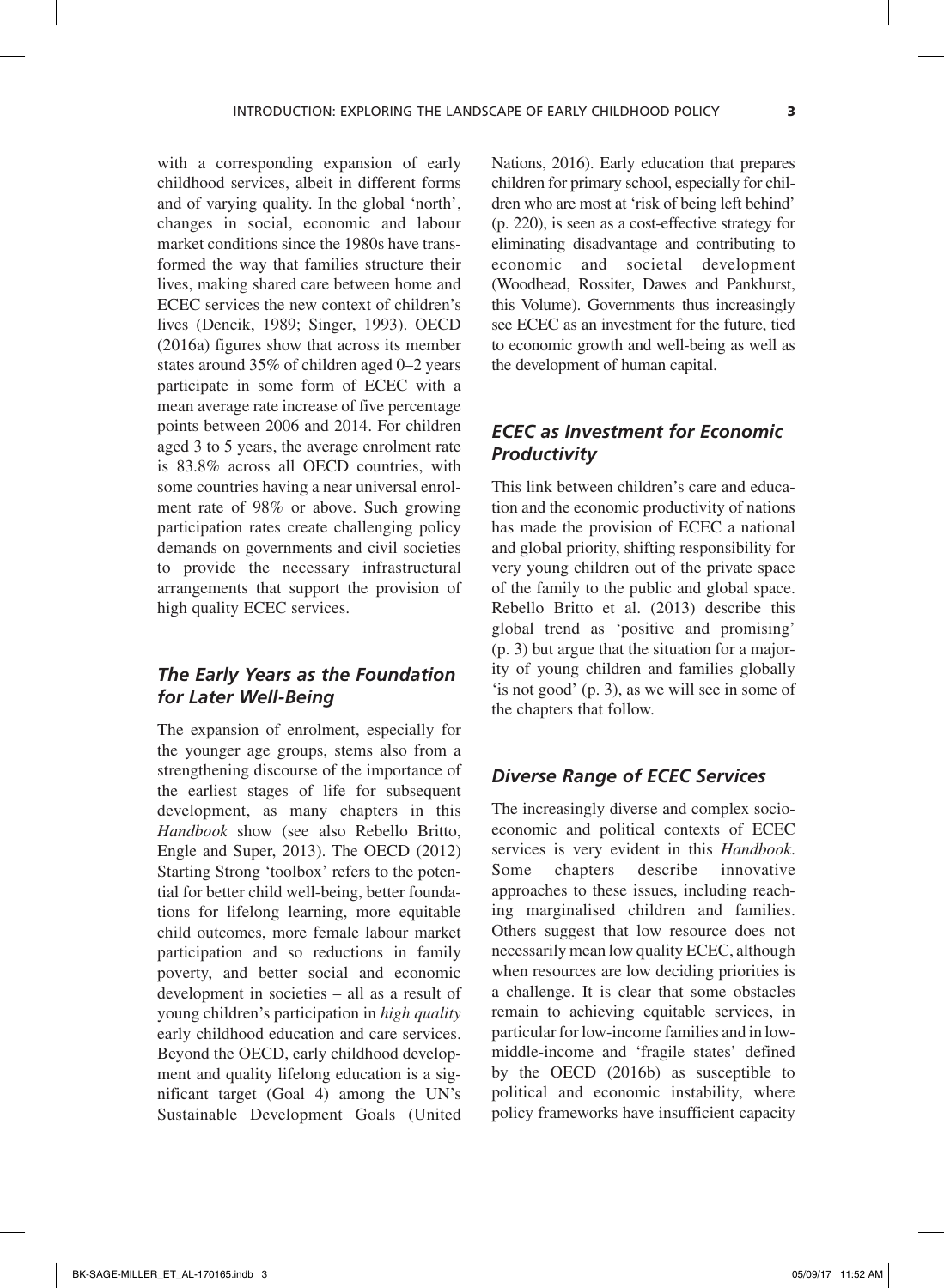with a corresponding expansion of early childhood services, albeit in different forms and of varying quality. In the global 'north', changes in social, economic and labour market conditions since the 1980s have transformed the way that families structure their lives, making shared care between home and ECEC services the new context of children's lives (Dencik, 1989; Singer, 1993). OECD (2016a) figures show that across its member states around 35% of children aged 0–2 years participate in some form of ECEC with a mean average rate increase of five percentage points between 2006 and 2014. For children aged 3 to 5 years, the average enrolment rate is 83.8% across all OECD countries, with some countries having a near universal enrolment rate of 98% or above. Such growing participation rates create challenging policy demands on governments and civil societies to provide the necessary infrastructural arrangements that support the provision of high quality ECEC services.

### *The Early Years as the Foundation for Later Well-Being*

The expansion of enrolment, especially for the younger age groups, stems also from a strengthening discourse of the importance of the earliest stages of life for subsequent development, as many chapters in this *Handbook* show (see also Rebello Britto, Engle and Super, 2013). The OECD (2012) Starting Strong 'toolbox' refers to the potential for better child well-being, better foundations for lifelong learning, more equitable child outcomes, more female labour market participation and so reductions in family poverty, and better social and economic development in societies – all as a result of young children's participation in *high quality* early childhood education and care services. Beyond the OECD, early childhood development and quality lifelong education is a significant target (Goal 4) among the UN's Sustainable Development Goals (United Nations, 2016). Early education that prepares children for primary school, especially for children who are most at 'risk of being left behind' (p. 220), is seen as a cost-effective strategy for eliminating disadvantage and contributing to economic and societal development (Woodhead, Rossiter, Dawes and Pankhurst, this Volume). Governments thus increasingly see ECEC as an investment for the future, tied to economic growth and well-being as well as the development of human capital.

### *ECEC as Investment for Economic Productivity*

This link between children's care and education and the economic productivity of nations has made the provision of ECEC a national and global priority, shifting responsibility for very young children out of the private space of the family to the public and global space. Rebello Britto et al. (2013) describe this global trend as 'positive and promising' (p. 3) but argue that the situation for a majority of young children and families globally 'is not good' (p. 3), as we will see in some of the chapters that follow.

### *Diverse Range of ECEC Services*

The increasingly diverse and complex socio-economic and political contexts of ECEC services is very evident in this *Handbook*. Some chapters describe innovative approaches to these issues, including reaching marginalised children and families. Others suggest that low resource does not necessarily mean low quality ECEC, although when resources are low deciding priorities is a challenge. It is clear that some obstacles remain to achieving equitable services, in particular for low-income families and in low-middle-income and 'fragile states' defined by the OECD (2016b) as susceptible to political and economic instability, where policy frameworks have insufficient capacity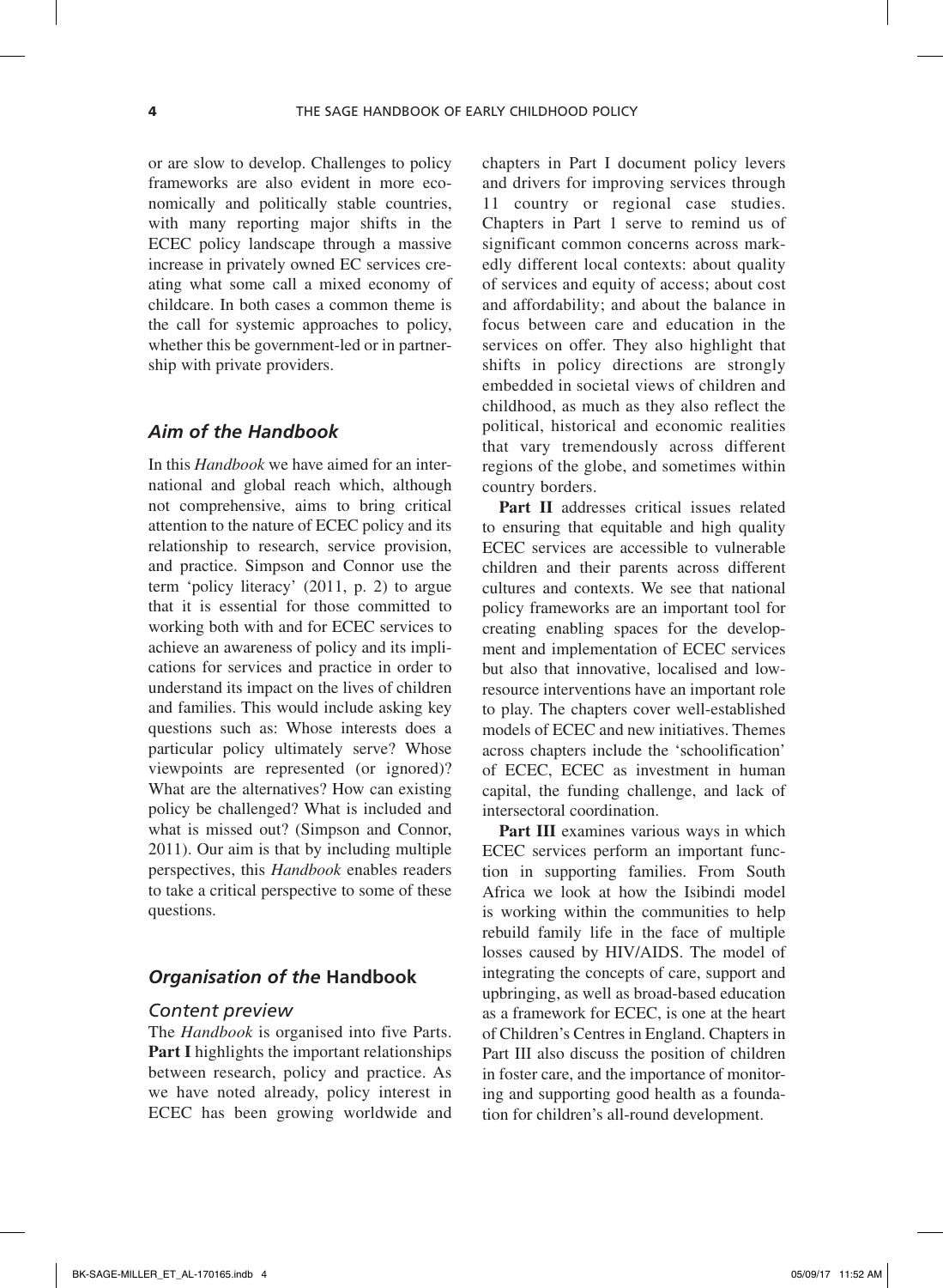or are slow to develop. Challenges to policy frameworks are also evident in more economically and politically stable countries, with many reporting major shifts in the ECEC policy landscape through a massive increase in privately owned EC services creating what some call a mixed economy of childcare. In both cases a common theme is the call for systemic approaches to policy, whether this be government-led or in partnership with private providers.

## *Aim of the Handbook*

In this *Handbook* we have aimed for an international and global reach which, although not comprehensive, aims to bring critical attention to the nature of ECEC policy and its relationship to research, service provision, and practice. Simpson and Connor use the term 'policy literacy' (2011, p. 2) to argue that it is essential for those committed to working both with and for ECEC services to achieve an awareness of policy and its implications for services and practice in order to understand its impact on the lives of children and families. This would include asking key questions such as: Whose interests does a particular policy ultimately serve? Whose viewpoints are represented (or ignored)? What are the alternatives? How can existing policy be challenged? What is included and what is missed out? (Simpson and Connor, 2011). Our aim is that by including multiple perspectives, this *Handbook* enables readers to take a critical perspective to some of these questions.

## *Organisation of the* Handbook

### *Content preview*

The *Handbook* is organised into five Parts. **Part I** highlights the important relationships between research, policy and practice. As we have noted already, policy interest in ECEC has been growing worldwide and chapters in Part I document policy levers and drivers for improving services through 11 country or regional case studies. Chapters in Part 1 serve to remind us of significant common concerns across markedly different local contexts: about quality of services and equity of access; about cost and affordability; and about the balance in focus between care and education in the services on offer. They also highlight that shifts in policy directions are strongly embedded in societal views of children and childhood, as much as they also reflect the political, historical and economic realities that vary tremendously across different regions of the globe, and sometimes within country borders.

**Part II** addresses critical issues related to ensuring that equitable and high quality ECEC services are accessible to vulnerable children and their parents across different cultures and contexts. We see that national policy frameworks are an important tool for creating enabling spaces for the development and implementation of ECEC services but also that innovative, localised and low-resource interventions have an important role to play. The chapters cover well-established models of ECEC and new initiatives. Themes across chapters include the 'schoolification' of ECEC, ECEC as investment in human capital, the funding challenge, and lack of intersectoral coordination.

**Part III** examines various ways in which ECEC services perform an important function in supporting families. From South Africa we look at how the Isibindi model is working within the communities to help rebuild family life in the face of multiple losses caused by HIV/AIDS. The model of integrating the concepts of care, support and upbringing, as well as broad-based education as a framework for ECEC, is one at the heart of Children's Centres in England. Chapters in Part III also discuss the position of children in foster care, and the importance of monitoring and supporting good health as a foundation for children's all-round development.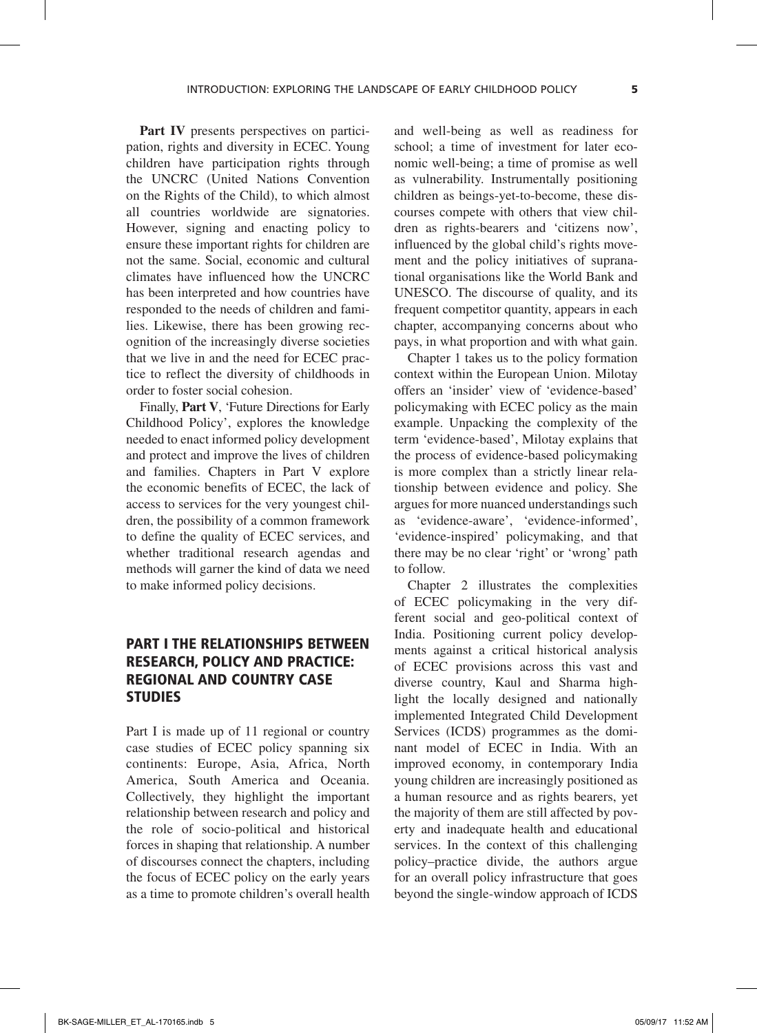**Part IV** presents perspectives on participation, rights and diversity in ECEC. Young children have participation rights through the UNCRC (United Nations Convention on the Rights of the Child), to which almost all countries worldwide are signatories. However, signing and enacting policy to ensure these important rights for children are not the same. Social, economic and cultural climates have influenced how the UNCRC has been interpreted and how countries have responded to the needs of children and families. Likewise, there has been growing recognition of the increasingly diverse societies that we live in and the need for ECEC practice to reflect the diversity of childhoods in order to foster social cohesion.

Finally, **Part V**, 'Future Directions for Early Childhood Policy', explores the knowledge needed to enact informed policy development and protect and improve the lives of children and families. Chapters in Part V explore the economic benefits of ECEC, the lack of access to services for the very youngest children, the possibility of a common framework to define the quality of ECEC services, and whether traditional research agendas and methods will garner the kind of data we need to make informed policy decisions.

## PART I THE RELATIONSHIPS BETWEEN RESEARCH, POLICY AND PRACTICE: REGIONAL AND COUNTRY CASE STUDIES

Part I is made up of 11 regional or country case studies of ECEC policy spanning six continents: Europe, Asia, Africa, North America, South America and Oceania. Collectively, they highlight the important relationship between research and policy and the role of socio-political and historical forces in shaping that relationship. A number of discourses connect the chapters, including the focus of ECEC policy on the early years as a time to promote children's overall health and well-being as well as readiness for school; a time of investment for later economic well-being; a time of promise as well as vulnerability. Instrumentally positioning children as beings-yet-to-become, these discourses compete with others that view children as rights-bearers and 'citizens now', influenced by the global child's rights movement and the policy initiatives of supranational organisations like the World Bank and UNESCO. The discourse of quality, and its frequent competitor quantity, appears in each chapter, accompanying concerns about who pays, in what proportion and with what gain.

Chapter 1 takes us to the policy formation context within the European Union. Milotay offers an 'insider' view of 'evidence-based' policymaking with ECEC policy as the main example. Unpacking the complexity of the term 'evidence-based', Milotay explains that the process of evidence-based policymaking is more complex than a strictly linear relationship between evidence and policy. She argues for more nuanced understandings such as 'evidence-aware', 'evidence-informed', 'evidence-inspired' policymaking, and that there may be no clear 'right' or 'wrong' path to follow.

Chapter 2 illustrates the complexities of ECEC policymaking in the very different social and geo-political context of India. Positioning current policy developments against a critical historical analysis of ECEC provisions across this vast and diverse country, Kaul and Sharma highlight the locally designed and nationally implemented Integrated Child Development Services (ICDS) programmes as the dominant model of ECEC in India. With an improved economy, in contemporary India young children are increasingly positioned as a human resource and as rights bearers, yet the majority of them are still affected by poverty and inadequate health and educational services. In the context of this challenging policy–practice divide, the authors argue for an overall policy infrastructure that goes beyond the single-window approach of ICDS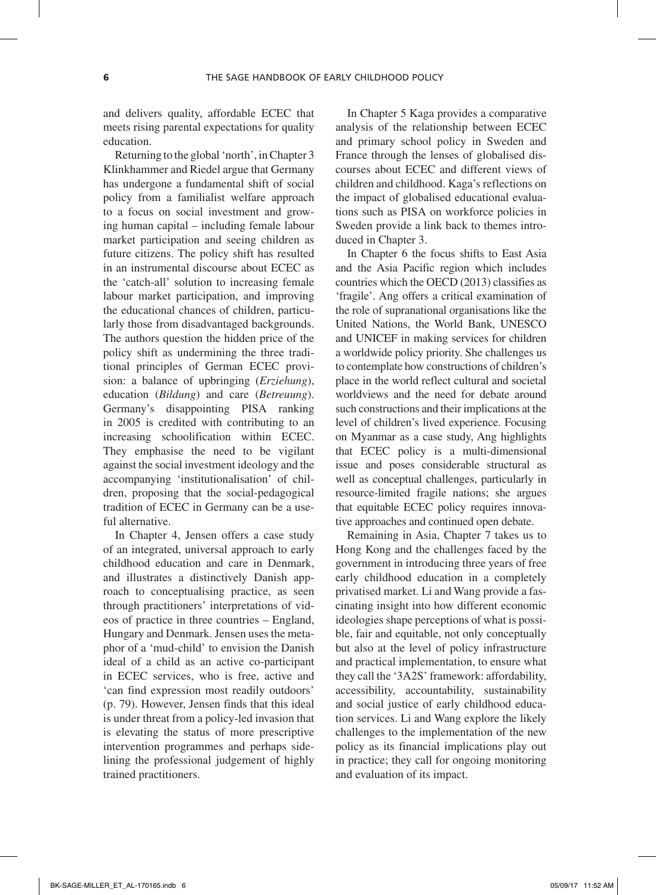and delivers quality, affordable ECEC that meets rising parental expectations for quality education.

Returning to the global 'north', in Chapter 3 Klinkhammer and Riedel argue that Germany has undergone a fundamental shift of social policy from a familialist welfare approach to a focus on social investment and growing human capital – including female labour market participation and seeing children as future citizens. The policy shift has resulted in an instrumental discourse about ECEC as the 'catch-all' solution to increasing female labour market participation, and improving the educational chances of children, particularly those from disadvantaged backgrounds. The authors question the hidden price of the policy shift as undermining the three traditional principles of German ECEC provision: a balance of upbringing (*Erziehung*), education (*Bildung*) and care (*Betreuung*). Germany's disappointing PISA ranking in 2005 is credited with contributing to an increasing schoolification within ECEC. They emphasise the need to be vigilant against the social investment ideology and the accompanying 'institutionalisation' of children, proposing that the social-pedagogical tradition of ECEC in Germany can be a useful alternative.

In Chapter 4, Jensen offers a case study of an integrated, universal approach to early childhood education and care in Denmark, and illustrates a distinctively Danish approach to conceptualising practice, as seen through practitioners' interpretations of videos of practice in three countries – England, Hungary and Denmark. Jensen uses the metaphor of a 'mud-child' to envision the Danish ideal of a child as an active co-participant in ECEC services, who is free, active and 'can find expression most readily outdoors' (p. 79). However, Jensen finds that this ideal is under threat from a policy-led invasion that is elevating the status of more prescriptive intervention programmes and perhaps sidelining the professional judgement of highly trained practitioners.

In Chapter 5 Kaga provides a comparative analysis of the relationship between ECEC and primary school policy in Sweden and France through the lenses of globalised discourses about ECEC and different views of children and childhood. Kaga's reflections on the impact of globalised educational evaluations such as PISA on workforce policies in Sweden provide a link back to themes introduced in Chapter 3.

In Chapter 6 the focus shifts to East Asia and the Asia Pacific region which includes countries which the OECD (2013) classifies as 'fragile'. Ang offers a critical examination of the role of supranational organisations like the United Nations, the World Bank, UNESCO and UNICEF in making services for children a worldwide policy priority. She challenges us to contemplate how constructions of children's place in the world reflect cultural and societal worldviews and the need for debate around such constructions and their implications at the level of children's lived experience. Focusing on Myanmar as a case study, Ang highlights that ECEC policy is a multi-dimensional issue and poses considerable structural as well as conceptual challenges, particularly in resource-limited fragile nations; she argues that equitable ECEC policy requires innovative approaches and continued open debate.

Remaining in Asia, Chapter 7 takes us to Hong Kong and the challenges faced by the government in introducing three years of free early childhood education in a completely privatised market. Li and Wang provide a fascinating insight into how different economic ideologies shape perceptions of what is possible, fair and equitable, not only conceptually but also at the level of policy infrastructure and practical implementation, to ensure what they call the '3A2S' framework: affordability, accessibility, accountability, sustainability and social justice of early childhood education services. Li and Wang explore the likely challenges to the implementation of the new policy as its financial implications play out in practice; they call for ongoing monitoring and evaluation of its impact.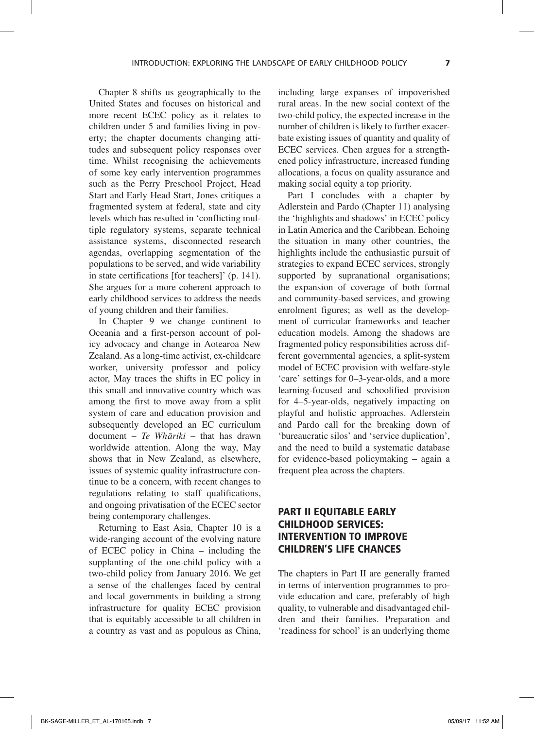Chapter 8 shifts us geographically to the United States and focuses on historical and more recent ECEC policy as it relates to children under 5 and families living in poverty; the chapter documents changing attitudes and subsequent policy responses over time. Whilst recognising the achievements of some key early intervention programmes such as the Perry Preschool Project, Head Start and Early Head Start, Jones critiques a fragmented system at federal, state and city levels which has resulted in 'conflicting multiple regulatory systems, separate technical assistance systems, disconnected research agendas, overlapping segmentation of the populations to be served, and wide variability in state certifications [for teachers]' (p. 141). She argues for a more coherent approach to early childhood services to address the needs of young children and their families.

In Chapter 9 we change continent to Oceania and a first-person account of policy advocacy and change in Aotearoa New Zealand. As a long-time activist, ex-childcare worker, university professor and policy actor, May traces the shifts in EC policy in this small and innovative country which was among the first to move away from a split system of care and education provision and subsequently developed an EC curriculum document – *Te Whāriki* – that has drawn worldwide attention. Along the way, May shows that in New Zealand, as elsewhere, issues of systemic quality infrastructure continue to be a concern, with recent changes to regulations relating to staff qualifications, and ongoing privatisation of the ECEC sector being contemporary challenges.

Returning to East Asia, Chapter 10 is a wide-ranging account of the evolving nature of ECEC policy in China – including the supplanting of the one-child policy with a two-child policy from January 2016. We get a sense of the challenges faced by central and local governments in building a strong infrastructure for quality ECEC provision that is equitably accessible to all children in a country as vast and as populous as China, including large expanses of impoverished rural areas. In the new social context of the two-child policy, the expected increase in the number of children is likely to further exacerbate existing issues of quantity and quality of ECEC services. Chen argues for a strengthened policy infrastructure, increased funding allocations, a focus on quality assurance and making social equity a top priority.

Part I concludes with a chapter by Adlerstein and Pardo (Chapter 11) analysing the 'highlights and shadows' in ECEC policy in Latin America and the Caribbean. Echoing the situation in many other countries, the highlights include the enthusiastic pursuit of strategies to expand ECEC services, strongly supported by supranational organisations; the expansion of coverage of both formal and community-based services, and growing enrolment figures; as well as the development of curricular frameworks and teacher education models. Among the shadows are fragmented policy responsibilities across different governmental agencies, a split-system model of ECEC provision with welfare-style 'care' settings for 0–3-year-olds, and a more learning-focused and schoolified provision for 4–5-year-olds, negatively impacting on playful and holistic approaches. Adlerstein and Pardo call for the breaking down of 'bureaucratic silos' and 'service duplication', and the need to build a systematic database for evidence-based policymaking – again a frequent plea across the chapters.

## PART II EQUITABLE EARLY CHILDHOOD SERVICES: INTERVENTION TO IMPROVE CHILDREN'S LIFE CHANCES

The chapters in Part II are generally framed in terms of intervention programmes to provide education and care, preferably of high quality, to vulnerable and disadvantaged children and their families. Preparation and 'readiness for school' is an underlying theme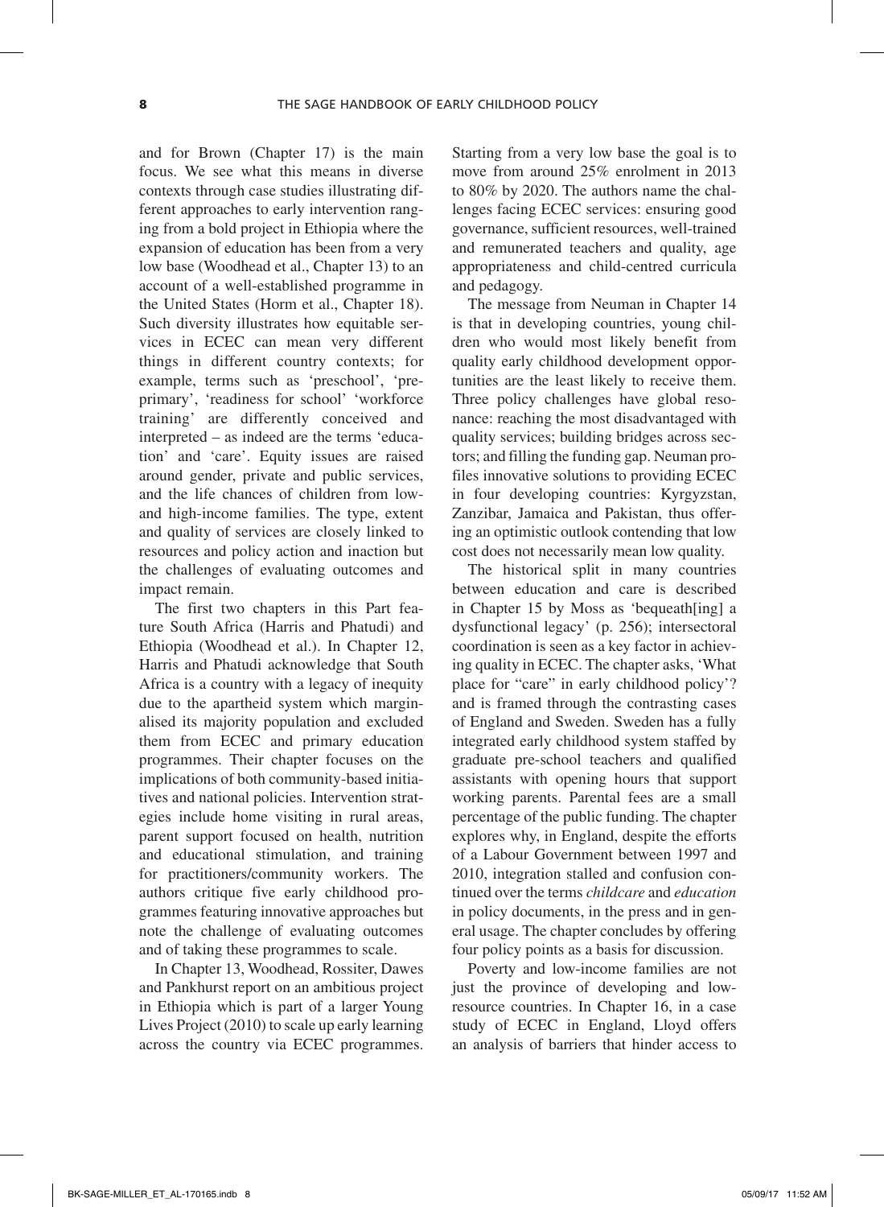and for Brown (Chapter 17) is the main focus. We see what this means in diverse contexts through case studies illustrating different approaches to early intervention ranging from a bold project in Ethiopia where the expansion of education has been from a very low base (Woodhead et al., Chapter 13) to an account of a well-established programme in the United States (Horm et al., Chapter 18). Such diversity illustrates how equitable services in ECEC can mean very different things in different country contexts; for example, terms such as 'preschool', 'pre-primary', 'readiness for school' 'workforce training' are differently conceived and interpreted – as indeed are the terms 'education' and 'care'. Equity issues are raised around gender, private and public services, and the life chances of children from low- and high-income families. The type, extent and quality of services are closely linked to resources and policy action and inaction but the challenges of evaluating outcomes and impact remain.

The first two chapters in this Part feature South Africa (Harris and Phatudi) and Ethiopia (Woodhead et al.). In Chapter 12, Harris and Phatudi acknowledge that South Africa is a country with a legacy of inequity due to the apartheid system which marginalised its majority population and excluded them from ECEC and primary education programmes. Their chapter focuses on the implications of both community-based initiatives and national policies. Intervention strategies include home visiting in rural areas, parent support focused on health, nutrition and educational stimulation, and training for practitioners/community workers. The authors critique five early childhood programmes featuring innovative approaches but note the challenge of evaluating outcomes and of taking these programmes to scale.

In Chapter 13, Woodhead, Rossiter, Dawes and Pankhurst report on an ambitious project in Ethiopia which is part of a larger Young Lives Project (2010) to scale up early learning across the country via ECEC programmes. Starting from a very low base the goal is to move from around 25% enrolment in 2013 to 80% by 2020. The authors name the challenges facing ECEC services: ensuring good governance, sufficient resources, well-trained and remunerated teachers and quality, age appropriateness and child-centred curricula and pedagogy.

The message from Neuman in Chapter 14 is that in developing countries, young children who would most likely benefit from quality early childhood development opportunities are the least likely to receive them. Three policy challenges have global resonance: reaching the most disadvantaged with quality services; building bridges across sectors; and filling the funding gap. Neuman profiles innovative solutions to providing ECEC in four developing countries: Kyrgyzstan, Zanzibar, Jamaica and Pakistan, thus offering an optimistic outlook contending that low cost does not necessarily mean low quality.

The historical split in many countries between education and care is described in Chapter 15 by Moss as 'bequeath[ing] a dysfunctional legacy' (p. 256); intersectoral coordination is seen as a key factor in achieving quality in ECEC. The chapter asks, 'What place for "care" in early childhood policy'? and is framed through the contrasting cases of England and Sweden. Sweden has a fully integrated early childhood system staffed by graduate pre-school teachers and qualified assistants with opening hours that support working parents. Parental fees are a small percentage of the public funding. The chapter explores why, in England, despite the efforts of a Labour Government between 1997 and 2010, integration stalled and confusion continued over the terms *childcare* and *education* in policy documents, in the press and in general usage. The chapter concludes by offering four policy points as a basis for discussion.

Poverty and low-income families are not just the province of developing and low-resource countries. In Chapter 16, in a case study of ECEC in England, Lloyd offers an analysis of barriers that hinder access to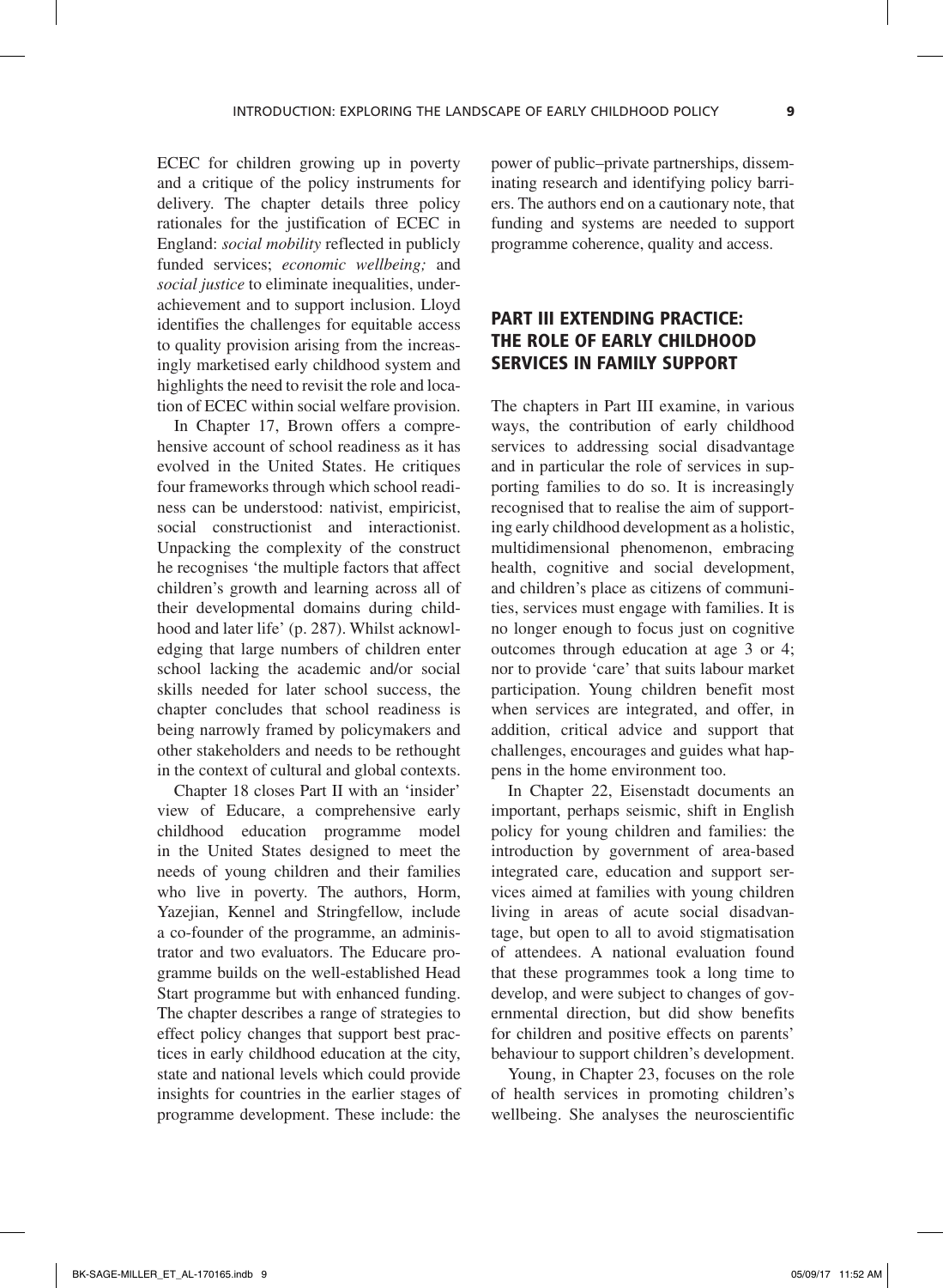ECEC for children growing up in poverty and a critique of the policy instruments for delivery. The chapter details three policy rationales for the justification of ECEC in England: *social mobility* reflected in publicly funded services; *economic wellbeing;* and *social justice* to eliminate inequalities, underachievement and to support inclusion. Lloyd identifies the challenges for equitable access to quality provision arising from the increasingly marketised early childhood system and highlights the need to revisit the role and location of ECEC within social welfare provision.

In Chapter 17, Brown offers a comprehensive account of school readiness as it has evolved in the United States. He critiques four frameworks through which school readiness can be understood: nativist, empiricist, social constructionist and interactionist. Unpacking the complexity of the construct he recognises 'the multiple factors that affect children's growth and learning across all of their developmental domains during childhood and later life' (p. 287). Whilst acknowledging that large numbers of children enter school lacking the academic and/or social skills needed for later school success, the chapter concludes that school readiness is being narrowly framed by policymakers and other stakeholders and needs to be rethought in the context of cultural and global contexts.

Chapter 18 closes Part II with an 'insider' view of Educare, a comprehensive early childhood education programme model in the United States designed to meet the needs of young children and their families who live in poverty. The authors, Horm, Yazejian, Kennel and Stringfellow, include a co-founder of the programme, an administrator and two evaluators. The Educare programme builds on the well-established Head Start programme but with enhanced funding. The chapter describes a range of strategies to effect policy changes that support best practices in early childhood education at the city, state and national levels which could provide insights for countries in the earlier stages of programme development. These include: the power of public–private partnerships, disseminating research and identifying policy barriers. The authors end on a cautionary note, that funding and systems are needed to support programme coherence, quality and access.

## PART III EXTENDING PRACTICE: THE ROLE OF EARLY CHILDHOOD SERVICES IN FAMILY SUPPORT

The chapters in Part III examine, in various ways, the contribution of early childhood services to addressing social disadvantage and in particular the role of services in supporting families to do so. It is increasingly recognised that to realise the aim of supporting early childhood development as a holistic, multidimensional phenomenon, embracing health, cognitive and social development, and children's place as citizens of communities, services must engage with families. It is no longer enough to focus just on cognitive outcomes through education at age 3 or 4; nor to provide 'care' that suits labour market participation. Young children benefit most when services are integrated, and offer, in addition, critical advice and support that challenges, encourages and guides what happens in the home environment too.

In Chapter 22, Eisenstadt documents an important, perhaps seismic, shift in English policy for young children and families: the introduction by government of area-based integrated care, education and support services aimed at families with young children living in areas of acute social disadvantage, but open to all to avoid stigmatisation of attendees. A national evaluation found that these programmes took a long time to develop, and were subject to changes of governmental direction, but did show benefits for children and positive effects on parents' behaviour to support children's development.

Young, in Chapter 23, focuses on the role of health services in promoting children's wellbeing. She analyses the neuroscientific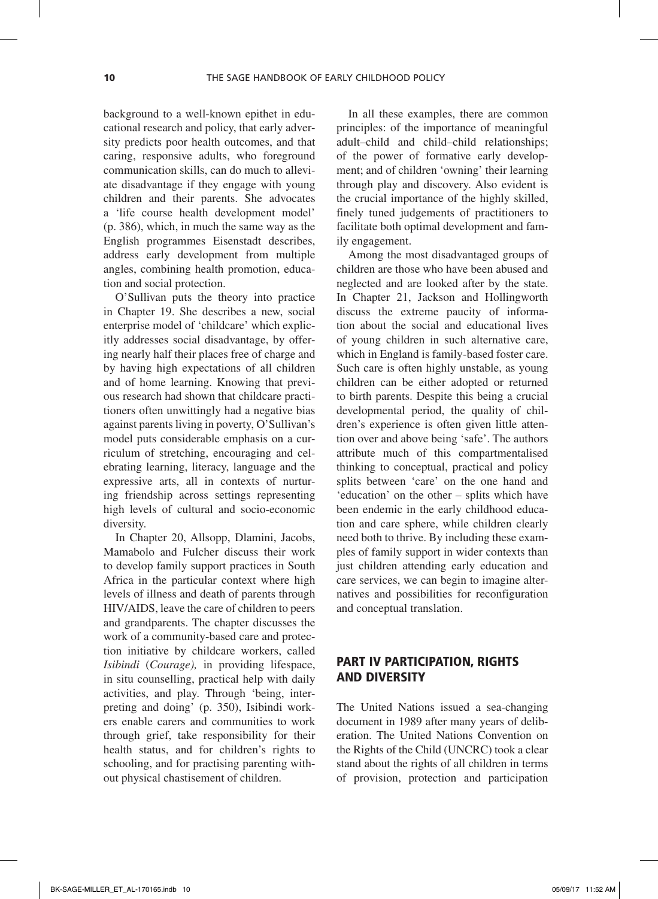background to a well-known epithet in educational research and policy, that early adversity predicts poor health outcomes, and that caring, responsive adults, who foreground communication skills, can do much to alleviate disadvantage if they engage with young children and their parents. She advocates a 'life course health development model' (p. 386), which, in much the same way as the English programmes Eisenstadt describes, address early development from multiple angles, combining health promotion, education and social protection.

O'Sullivan puts the theory into practice in Chapter 19. She describes a new, social enterprise model of 'childcare' which explicitly addresses social disadvantage, by offering nearly half their places free of charge and by having high expectations of all children and of home learning. Knowing that previous research had shown that childcare practitioners often unwittingly had a negative bias against parents living in poverty, O'Sullivan's model puts considerable emphasis on a curriculum of stretching, encouraging and celebrating learning, literacy, language and the expressive arts, all in contexts of nurturing friendship across settings representing high levels of cultural and socio-economic diversity.

In Chapter 20, Allsopp, Dlamini, Jacobs, Mamabolo and Fulcher discuss their work to develop family support practices in South Africa in the particular context where high levels of illness and death of parents through HIV/AIDS, leave the care of children to peers and grandparents. The chapter discusses the work of a community-based care and protection initiative by childcare workers, called *Isibindi* (*Courage),* in providing lifespace, in situ counselling, practical help with daily activities, and play. Through 'being, interpreting and doing' (p. 350), Isibindi workers enable carers and communities to work through grief, take responsibility for their health status, and for children's rights to schooling, and for practising parenting without physical chastisement of children.

In all these examples, there are common principles: of the importance of meaningful adult–child and child–child relationships; of the power of formative early development; and of children 'owning' their learning through play and discovery. Also evident is the crucial importance of the highly skilled, finely tuned judgements of practitioners to facilitate both optimal development and family engagement.

Among the most disadvantaged groups of children are those who have been abused and neglected and are looked after by the state. In Chapter 21, Jackson and Hollingworth discuss the extreme paucity of information about the social and educational lives of young children in such alternative care, which in England is family-based foster care. Such care is often highly unstable, as young children can be either adopted or returned to birth parents. Despite this being a crucial developmental period, the quality of children's experience is often given little attention over and above being 'safe'. The authors attribute much of this compartmentalised thinking to conceptual, practical and policy splits between 'care' on the one hand and 'education' on the other – splits which have been endemic in the early childhood education and care sphere, while children clearly need both to thrive. By including these examples of family support in wider contexts than just children attending early education and care services, we can begin to imagine alternatives and possibilities for reconfiguration and conceptual translation.

## PART IV PARTICIPATION, RIGHTS AND DIVERSITY

The United Nations issued a sea-changing document in 1989 after many years of deliberation. The United Nations Convention on the Rights of the Child (UNCRC) took a clear stand about the rights of all children in terms of provision, protection and participation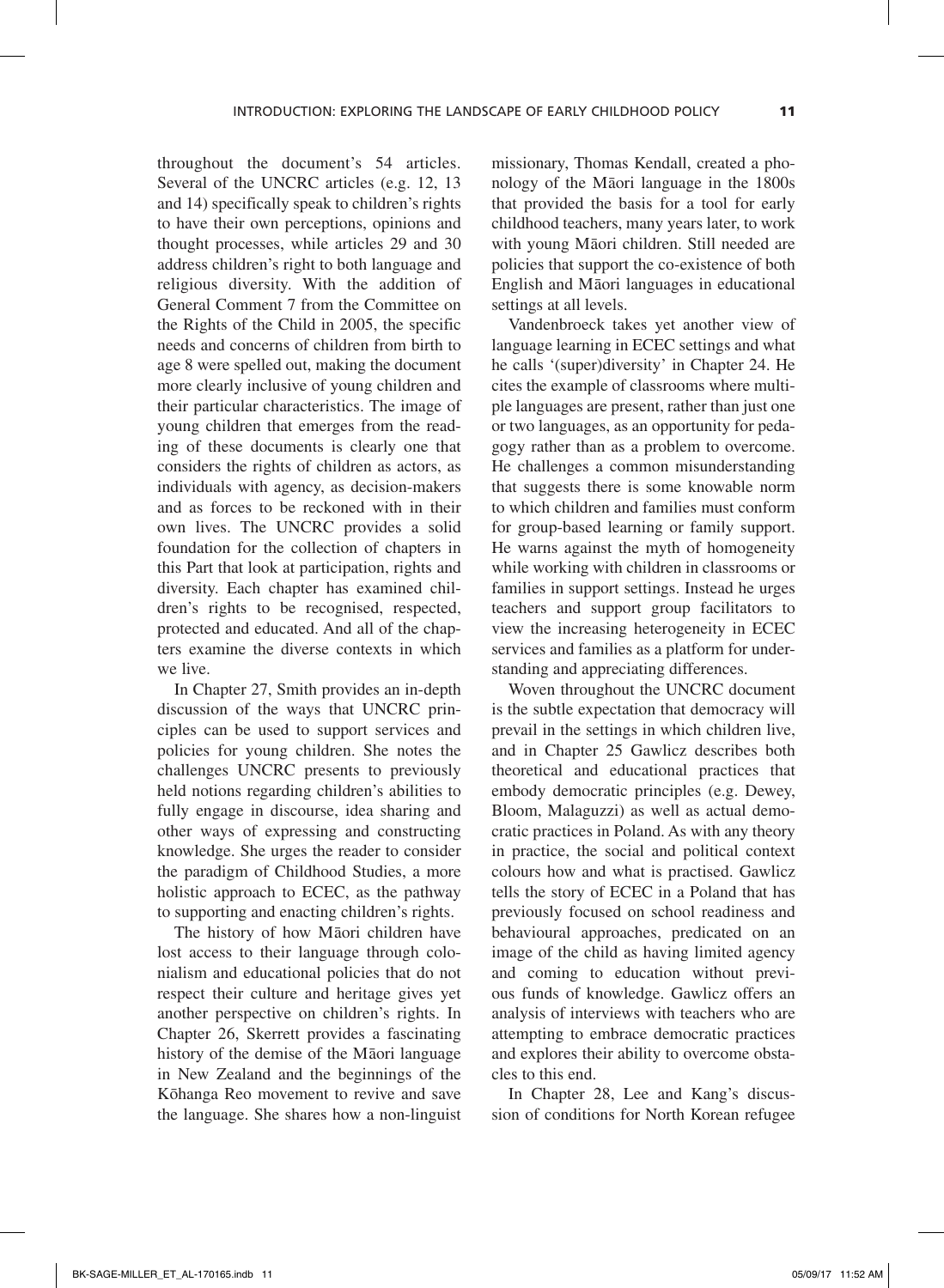throughout the document's 54 articles. Several of the UNCRC articles (e.g. 12, 13 and 14) specifically speak to children's rights to have their own perceptions, opinions and thought processes, while articles 29 and 30 address children's right to both language and religious diversity. With the addition of General Comment 7 from the Committee on the Rights of the Child in 2005, the specific needs and concerns of children from birth to age 8 were spelled out, making the document more clearly inclusive of young children and their particular characteristics. The image of young children that emerges from the reading of these documents is clearly one that considers the rights of children as actors, as individuals with agency, as decision-makers and as forces to be reckoned with in their own lives. The UNCRC provides a solid foundation for the collection of chapters in this Part that look at participation, rights and diversity. Each chapter has examined children's rights to be recognised, respected, protected and educated. And all of the chapters examine the diverse contexts in which we live.

In Chapter 27, Smith provides an in-depth discussion of the ways that UNCRC principles can be used to support services and policies for young children. She notes the challenges UNCRC presents to previously held notions regarding children's abilities to fully engage in discourse, idea sharing and other ways of expressing and constructing knowledge. She urges the reader to consider the paradigm of Childhood Studies, a more holistic approach to ECEC, as the pathway to supporting and enacting children's rights.

The history of how Māori children have lost access to their language through colonialism and educational policies that do not respect their culture and heritage gives yet another perspective on children's rights. In Chapter 26, Skerrett provides a fascinating history of the demise of the Māori language in New Zealand and the beginnings of the Kōhanga Reo movement to revive and save the language. She shares how a non-linguist missionary, Thomas Kendall, created a phonology of the Māori language in the 1800s that provided the basis for a tool for early childhood teachers, many years later, to work with young Māori children. Still needed are policies that support the co-existence of both English and Māori languages in educational settings at all levels.

Vandenbroeck takes yet another view of language learning in ECEC settings and what he calls '(super)diversity' in Chapter 24. He cites the example of classrooms where multiple languages are present, rather than just one or two languages, as an opportunity for pedagogy rather than as a problem to overcome. He challenges a common misunderstanding that suggests there is some knowable norm to which children and families must conform for group-based learning or family support. He warns against the myth of homogeneity while working with children in classrooms or families in support settings. Instead he urges teachers and support group facilitators to view the increasing heterogeneity in ECEC services and families as a platform for understanding and appreciating differences.

Woven throughout the UNCRC document is the subtle expectation that democracy will prevail in the settings in which children live, and in Chapter 25 Gawlicz describes both theoretical and educational practices that embody democratic principles (e.g. Dewey, Bloom, Malaguzzi) as well as actual democratic practices in Poland. As with any theory in practice, the social and political context colours how and what is practised. Gawlicz tells the story of ECEC in a Poland that has previously focused on school readiness and behavioural approaches, predicated on an image of the child as having limited agency and coming to education without previous funds of knowledge. Gawlicz offers an analysis of interviews with teachers who are attempting to embrace democratic practices and explores their ability to overcome obstacles to this end.

In Chapter 28, Lee and Kang's discussion of conditions for North Korean refugee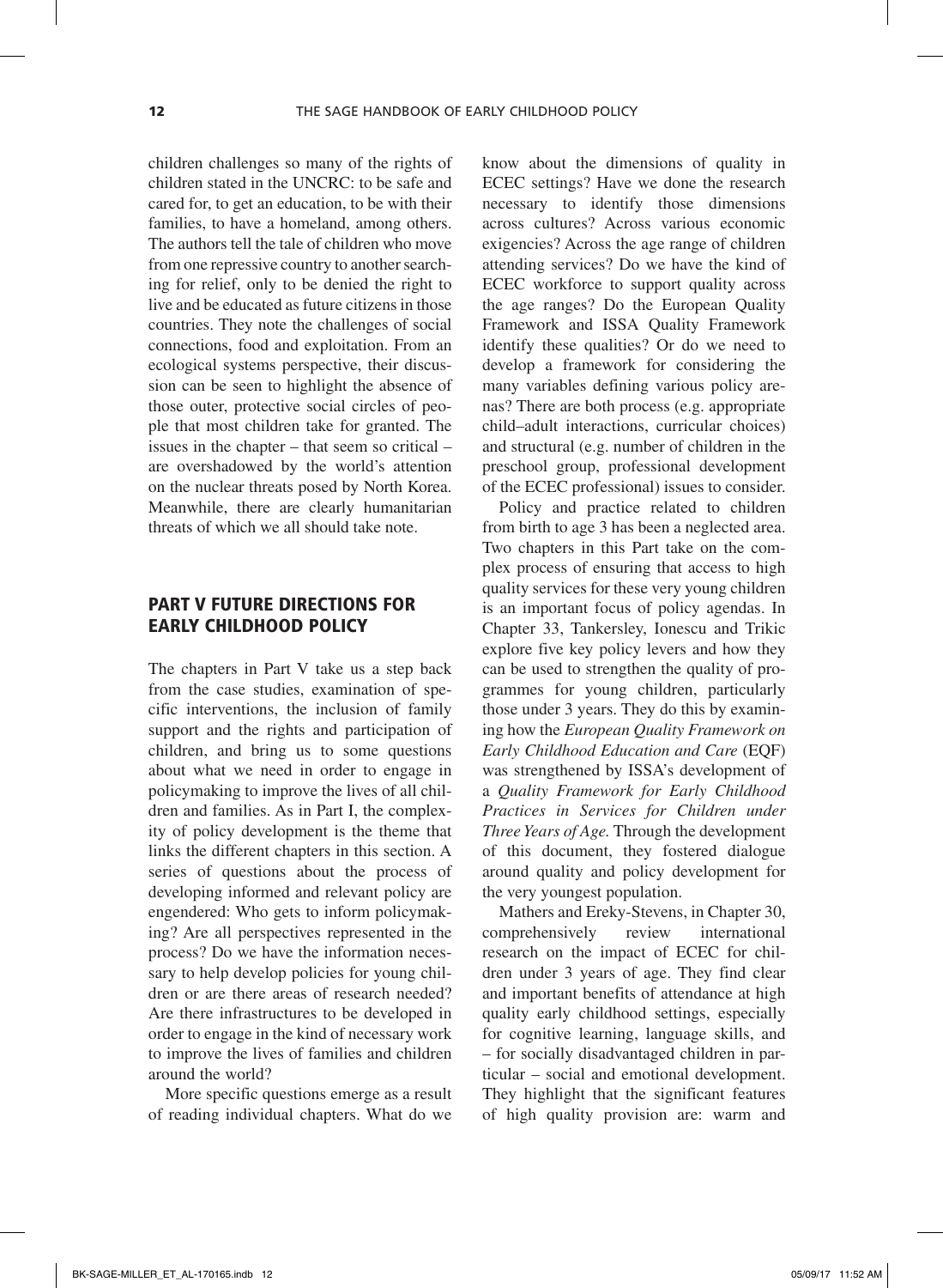children challenges so many of the rights of children stated in the UNCRC: to be safe and cared for, to get an education, to be with their families, to have a homeland, among others. The authors tell the tale of children who move from one repressive country to another searching for relief, only to be denied the right to live and be educated as future citizens in those countries. They note the challenges of social connections, food and exploitation. From an ecological systems perspective, their discussion can be seen to highlight the absence of those outer, protective social circles of people that most children take for granted. The issues in the chapter – that seem so critical – are overshadowed by the world's attention on the nuclear threats posed by North Korea. Meanwhile, there are clearly humanitarian threats of which we all should take note.

## PART V FUTURE DIRECTIONS FOR EARLY CHILDHOOD POLICY

The chapters in Part V take us a step back from the case studies, examination of specific interventions, the inclusion of family support and the rights and participation of children, and bring us to some questions about what we need in order to engage in policymaking to improve the lives of all children and families. As in Part I, the complexity of policy development is the theme that links the different chapters in this section. A series of questions about the process of developing informed and relevant policy are engendered: Who gets to inform policymaking? Are all perspectives represented in the process? Do we have the information necessary to help develop policies for young children or are there areas of research needed? Are there infrastructures to be developed in order to engage in the kind of necessary work to improve the lives of families and children around the world?

More specific questions emerge as a result of reading individual chapters. What do we know about the dimensions of quality in ECEC settings? Have we done the research necessary to identify those dimensions across cultures? Across various economic exigencies? Across the age range of children attending services? Do we have the kind of ECEC workforce to support quality across the age ranges? Do the European Quality Framework and ISSA Quality Framework identify these qualities? Or do we need to develop a framework for considering the many variables defining various policy arenas? There are both process (e.g. appropriate child–adult interactions, curricular choices) and structural (e.g. number of children in the preschool group, professional development of the ECEC professional) issues to consider.

Policy and practice related to children from birth to age 3 has been a neglected area. Two chapters in this Part take on the complex process of ensuring that access to high quality services for these very young children is an important focus of policy agendas. In Chapter 33, Tankersley, Ionescu and Trikic explore five key policy levers and how they can be used to strengthen the quality of programmes for young children, particularly those under 3 years. They do this by examining how the *European Quality Framework on Early Childhood Education and Care* (EQF) was strengthened by ISSA's development of a *Quality Framework for Early Childhood Practices in Services for Children under Three Years of Age.* Through the development of this document, they fostered dialogue around quality and policy development for the very youngest population.

Mathers and Ereky-Stevens, in Chapter 30, comprehensively review international research on the impact of ECEC for children under 3 years of age. They find clear and important benefits of attendance at high quality early childhood settings, especially for cognitive learning, language skills, and – for socially disadvantaged children in particular – social and emotional development. They highlight that the significant features of high quality provision are: warm and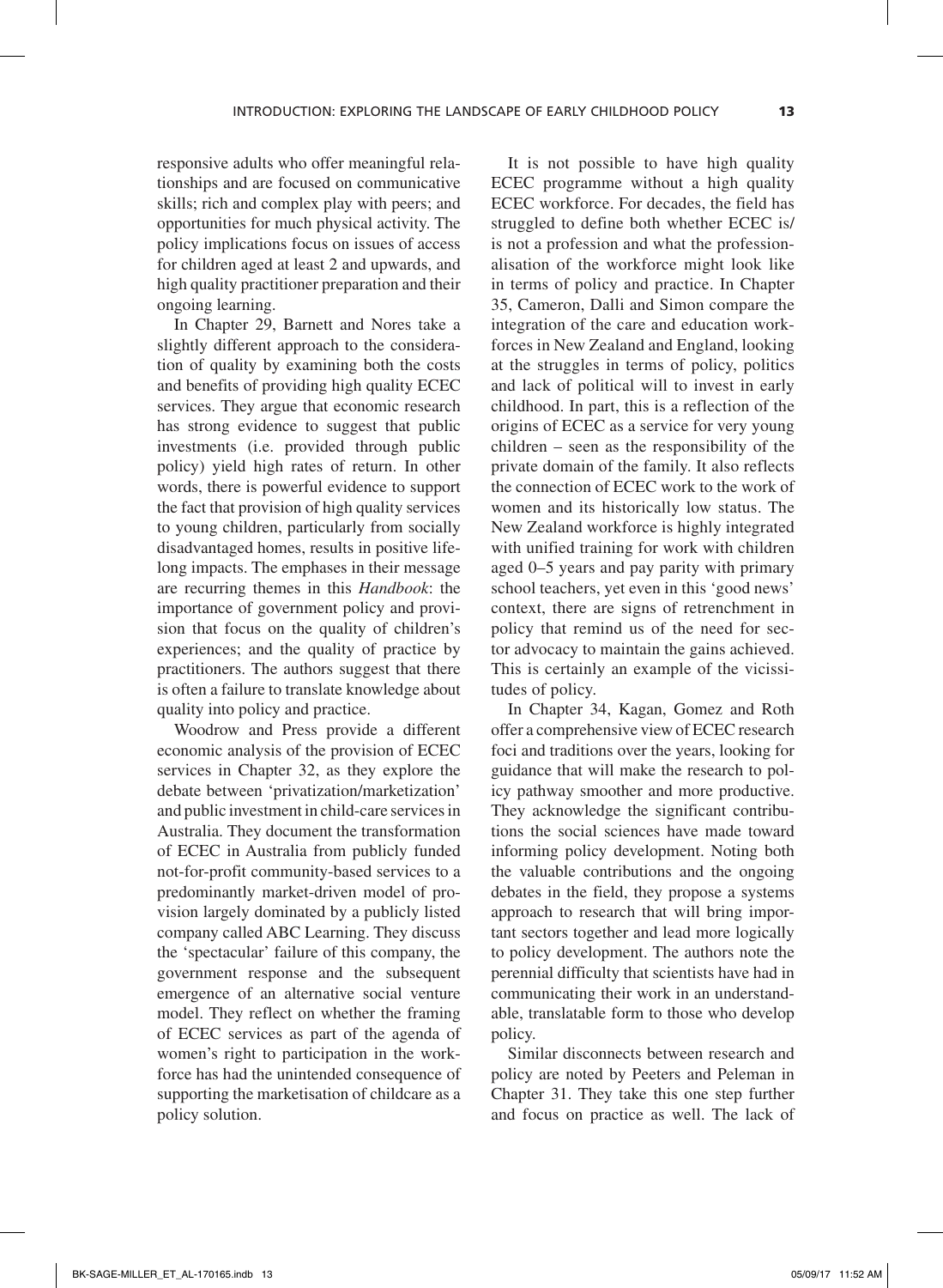responsive adults who offer meaningful relationships and are focused on communicative skills; rich and complex play with peers; and opportunities for much physical activity. The policy implications focus on issues of access for children aged at least 2 and upwards, and high quality practitioner preparation and their ongoing learning.

In Chapter 29, Barnett and Nores take a slightly different approach to the consideration of quality by examining both the costs and benefits of providing high quality ECEC services. They argue that economic research has strong evidence to suggest that public investments (i.e. provided through public policy) yield high rates of return. In other words, there is powerful evidence to support the fact that provision of high quality services to young children, particularly from socially disadvantaged homes, results in positive lifelong impacts. The emphases in their message are recurring themes in this *Handbook*: the importance of government policy and provision that focus on the quality of children's experiences; and the quality of practice by practitioners. The authors suggest that there is often a failure to translate knowledge about quality into policy and practice.

Woodrow and Press provide a different economic analysis of the provision of ECEC services in Chapter 32, as they explore the debate between 'privatization/marketization' and public investment in child-care services in Australia. They document the transformation of ECEC in Australia from publicly funded not-for-profit community-based services to a predominantly market-driven model of provision largely dominated by a publicly listed company called ABC Learning. They discuss the 'spectacular' failure of this company, the government response and the subsequent emergence of an alternative social venture model. They reflect on whether the framing of ECEC services as part of the agenda of women's right to participation in the workforce has had the unintended consequence of supporting the marketisation of childcare as a policy solution.

It is not possible to have high quality ECEC programme without a high quality ECEC workforce. For decades, the field has struggled to define both whether ECEC is/is not a profession and what the professionalisation of the workforce might look like in terms of policy and practice. In Chapter 35, Cameron, Dalli and Simon compare the integration of the care and education workforces in New Zealand and England, looking at the struggles in terms of policy, politics and lack of political will to invest in early childhood. In part, this is a reflection of the origins of ECEC as a service for very young children – seen as the responsibility of the private domain of the family. It also reflects the connection of ECEC work to the work of women and its historically low status. The New Zealand workforce is highly integrated with unified training for work with children aged 0–5 years and pay parity with primary school teachers, yet even in this 'good news' context, there are signs of retrenchment in policy that remind us of the need for sector advocacy to maintain the gains achieved. This is certainly an example of the vicissitudes of policy.

In Chapter 34, Kagan, Gomez and Roth offer a comprehensive view of ECEC research foci and traditions over the years, looking for guidance that will make the research to policy pathway smoother and more productive. They acknowledge the significant contributions the social sciences have made toward informing policy development. Noting both the valuable contributions and the ongoing debates in the field, they propose a systems approach to research that will bring important sectors together and lead more logically to policy development. The authors note the perennial difficulty that scientists have had in communicating their work in an understandable, translatable form to those who develop policy.

Similar disconnects between research and policy are noted by Peeters and Peleman in Chapter 31. They take this one step further and focus on practice as well. The lack of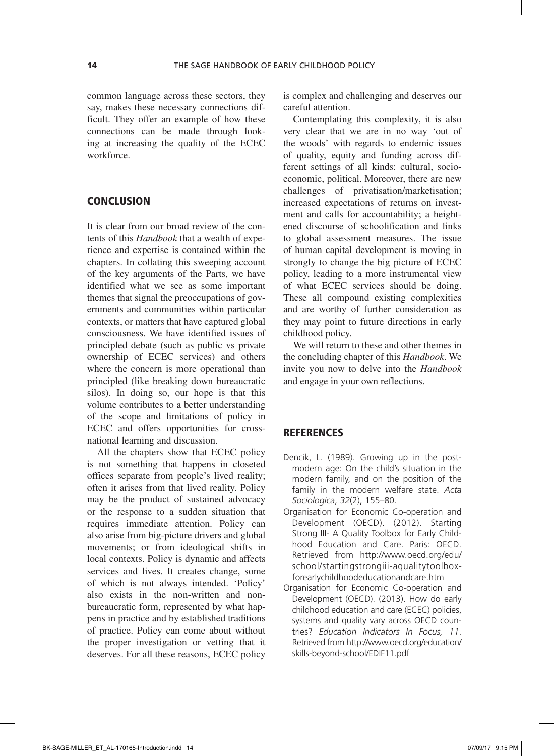common language across these sectors, they say, makes these necessary connections difficult. They offer an example of how these connections can be made through looking at increasing the quality of the ECEC workforce.

## CONCLUSION

It is clear from our broad review of the contents of this *Handbook* that a wealth of experience and expertise is contained within the chapters. In collating this sweeping account of the key arguments of the Parts, we have identified what we see as some important themes that signal the preoccupations of governments and communities within particular contexts, or matters that have captured global consciousness. We have identified issues of principled debate (such as public vs private ownership of ECEC services) and others where the concern is more operational than principled (like breaking down bureaucratic silos). In doing so, our hope is that this volume contributes to a better understanding of the scope and limitations of policy in ECEC and offers opportunities for cross-national learning and discussion.

All the chapters show that ECEC policy is not something that happens in closeted offices separate from people's lived reality; often it arises from that lived reality. Policy may be the product of sustained advocacy or the response to a sudden situation that requires immediate attention. Policy can also arise from big-picture drivers and global movements; or from ideological shifts in local contexts. Policy is dynamic and affects services and lives. It creates change, some of which is not always intended. 'Policy' also exists in the non-written and non-bureaucratic form, represented by what happens in practice and by established traditions of practice. Policy can come about without the proper investigation or vetting that it deserves. For all these reasons, ECEC policy is complex and challenging and deserves our careful attention.

Contemplating this complexity, it is also very clear that we are in no way 'out of the woods' with regards to endemic issues of quality, equity and funding across different settings of all kinds: cultural, socio-economic, political. Moreover, there are new challenges of privatisation/marketisation; increased expectations of returns on investment and calls for accountability; a heightened discourse of schoolification and links to global assessment measures. The issue of human capital development is moving in strongly to change the big picture of ECEC policy, leading to a more instrumental view of what ECEC services should be doing. These all compound existing complexities and are worthy of further consideration as they may point to future directions in early childhood policy.

We will return to these and other themes in the concluding chapter of this *Handbook*. We invite you now to delve into the *Handbook* and engage in your own reflections.

## REFERENCES

Dencik, L. (1989). Growing up in the post-modern age: On the child's situation in the modern family, and on the position of the family in the modern welfare state. *Acta Sociologica*, *32*(2), 155–80.

Organisation for Economic Co-operation and Development (OECD). (2012). Starting Strong III- A Quality Toolbox for Early Childhood Education and Care. Paris: OECD. Retrieved from http://www.oecd.org/edu/school/startingstrongiii-aqualitytoolboxforearlychildhoodeducationandcare.htm

Organisation for Economic Co-operation and Development (OECD). (2013). How do early childhood education and care (ECEC) policies, systems and quality vary across OECD countries? *Education Indicators In Focus, 11*. Retrieved from http://www.oecd.org/education/skills-beyond-school/EDIF11.pdf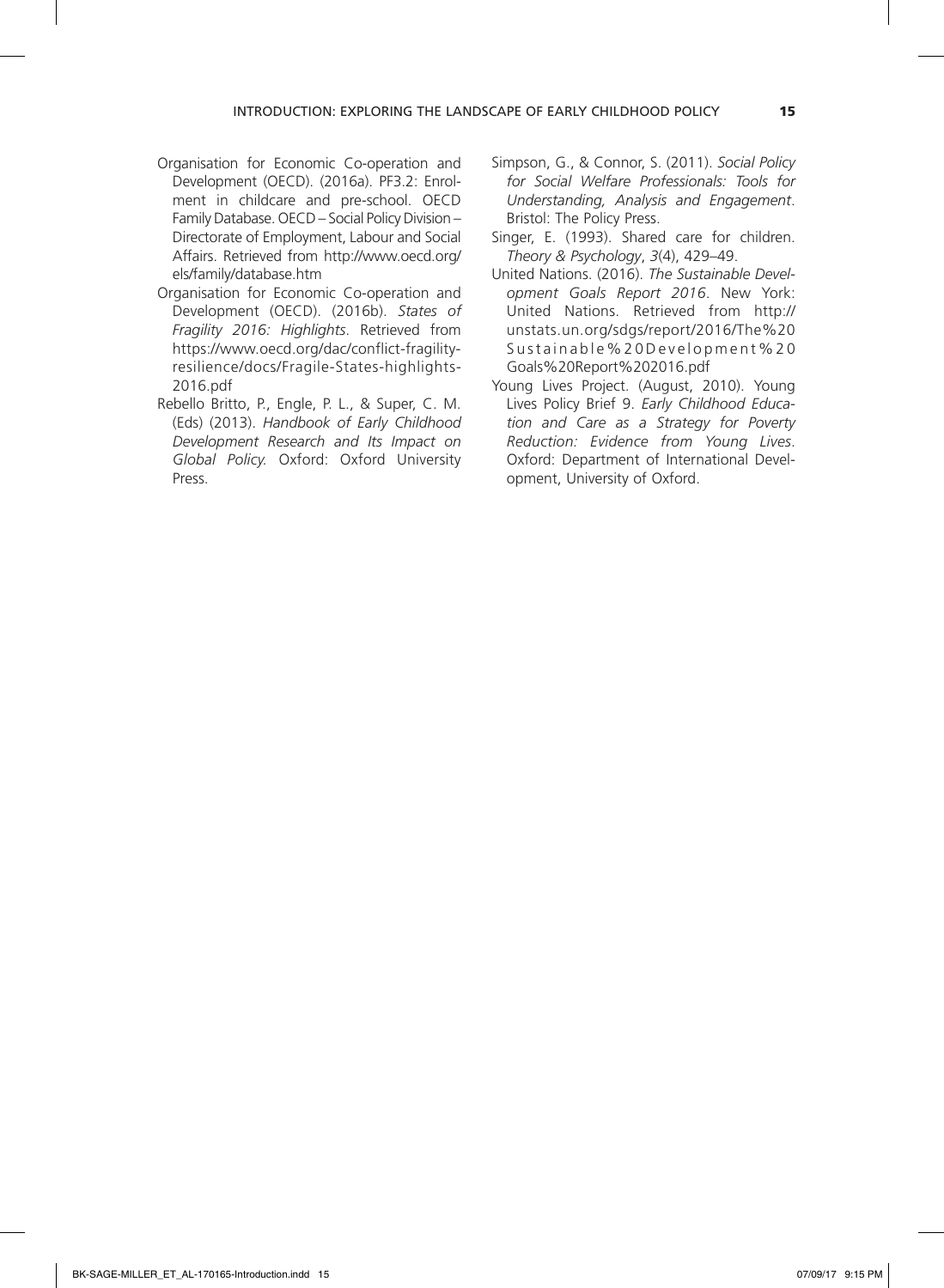Organisation for Economic Co-operation and Development (OECD). (2016a). PF3.2: Enrolment in childcare and pre-school. OECD Family Database. OECD – Social Policy Division – Directorate of Employment, Labour and Social Affairs. Retrieved from http://www.oecd.org/els/family/database.htm

Organisation for Economic Co-operation and Development (OECD). (2016b). *States of Fragility 2016: Highlights*. Retrieved from https://www.oecd.org/dac/conflict-fragility-resilience/docs/Fragile-States-highlights-2016.pdf

Rebello Britto, P., Engle, P. L., & Super, C. M. (Eds) (2013). *Handbook of Early Childhood Development Research and Its Impact on Global Policy.* Oxford: Oxford University Press.

Simpson, G., & Connor, S. (2011). *Social Policy for Social Welfare Professionals: Tools for Understanding, Analysis and Engagement*. Bristol: The Policy Press.

Singer, E. (1993). Shared care for children. *Theory & Psychology*, *3*(4), 429–49.

United Nations. (2016). *The Sustainable Development Goals Report 2016*. New York: United Nations. Retrieved from http://unstats.un.org/sdgs/report/2016/The%20Sustainable%20Development%20Goals%20Report%202016.pdf

Young Lives Project. (August, 2010). Young Lives Policy Brief 9. *Early Childhood Education and Care as a Strategy for Poverty Reduction: Evidence from Young Lives*. Oxford: Department of International Development, University of Oxford.